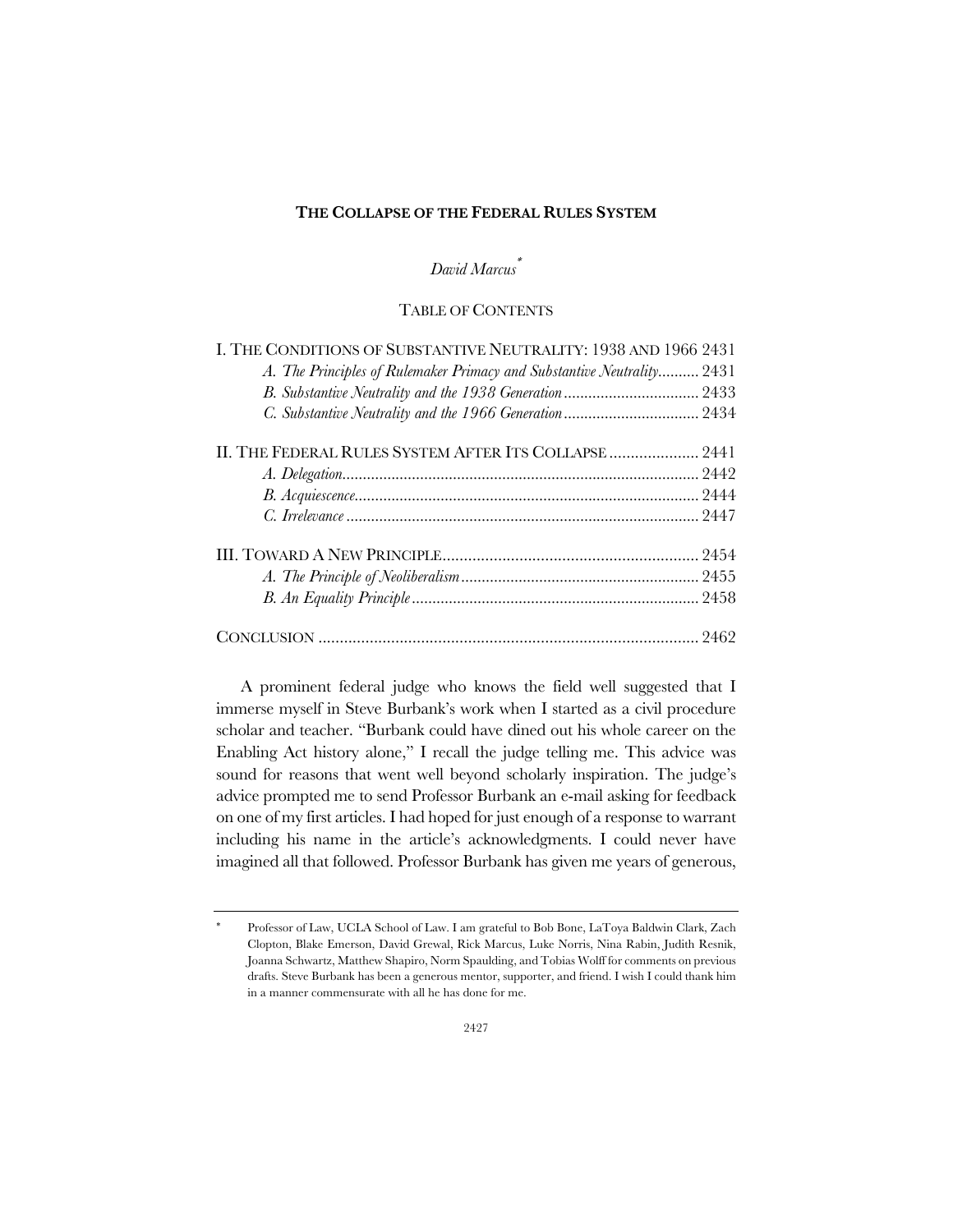# THE COLLAPSE OF THE FEDERAL RULES SYSTEM

*David Marcus*[*]

TABLE OF CONTENTS

I. THE CONDITIONS OF SUBSTANTIVE NEUTRALITY: 1938 AND 1966 2431
- *A. The Principles of Rulemaker Primacy and Substantive Neutrality* .......... 2431
- *B. Substantive Neutrality and the 1938 Generation* ................................ 2433
- *C. Substantive Neutrality and the 1966 Generation* ................................ 2434

II. THE FEDERAL RULES SYSTEM AFTER ITS COLLAPSE ..................... 2441
- *A. Delegation* ...................................................................................... 2442
- *B. Acquiescence* ................................................................................... 2444
- *C. Irrelevance* ..................................................................................... 2447

III. TOWARD A NEW PRINCIPLE ............................................................ 2454
- *A. The Principle of Neoliberalism* ......................................................... 2455
- *B. An Equality Principle* ..................................................................... 2458

CONCLUSION .......................................................................................... 2462

A prominent federal judge who knows the field well suggested that I immerse myself in Steve Burbank's work when I started as a civil procedure scholar and teacher. "Burbank could have dined out his whole career on the Enabling Act history alone," I recall the judge telling me. This advice was sound for reasons that went well beyond scholarly inspiration. The judge's advice prompted me to send Professor Burbank an e-mail asking for feedback on one of my first articles. I had hoped for just enough of a response to warrant including his name in the article's acknowledgments. I could never have imagined all that followed. Professor Burbank has given me years of generous,

---

[*] Professor of Law, UCLA School of Law. I am grateful to Bob Bone, LaToya Baldwin Clark, Zach Clopton, Blake Emerson, David Grewal, Rick Marcus, Luke Norris, Nina Rabin, Judith Resnik, Joanna Schwartz, Matthew Shapiro, Norm Spaulding, and Tobias Wolff for comments on previous drafts. Steve Burbank has been a generous mentor, supporter, and friend. I wish I could thank him in a manner commensurate with all he has done for me.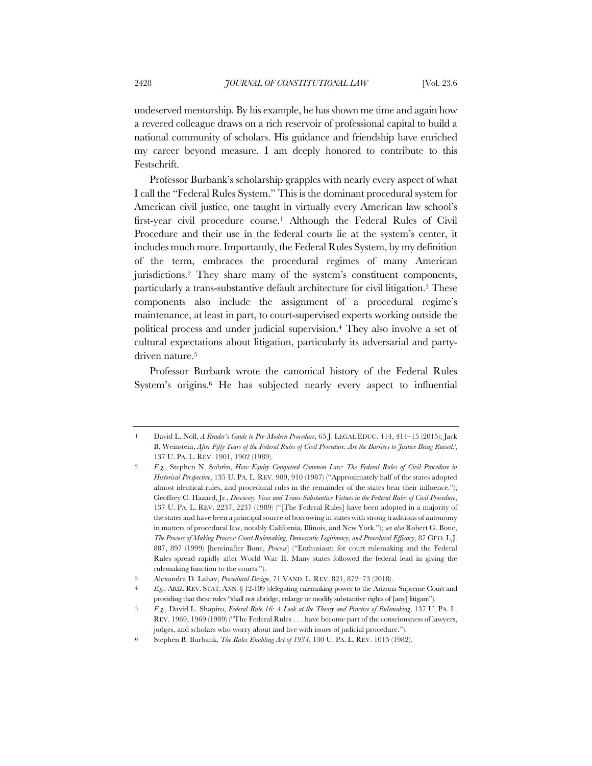undeserved mentorship. By his example, he has shown me time and again how a revered colleague draws on a rich reservoir of professional capital to build a national community of scholars. His guidance and friendship have enriched my career beyond measure. I am deeply honored to contribute to this Festschrift.

Professor Burbank's scholarship grapples with nearly every aspect of what I call the "Federal Rules System." This is the dominant procedural system for American civil justice, one taught in virtually every American law school's first-year civil procedure course.[1] Although the Federal Rules of Civil Procedure and their use in the federal courts lie at the system's center, it includes much more. Importantly, the Federal Rules System, by my definition of the term, embraces the procedural regimes of many American jurisdictions.[2] They share many of the system's constituent components, particularly a trans-substantive default architecture for civil litigation.[3] These components also include the assignment of a procedural regime's maintenance, at least in part, to court-supervised experts working outside the political process and under judicial supervision.[4] They also involve a set of cultural expectations about litigation, particularly its adversarial and party-driven nature.[5]

Professor Burbank wrote the canonical history of the Federal Rules System's origins.[6] He has subjected nearly every aspect to influential

---

[1] David L. Noll, *A Reader's Guide to Pre-Modern Procedure*, 65 J. LEGAL EDUC. 414, 414–15 (2015); Jack B. Weinstein, *After Fifty Years of the Federal Rules of Civil Procedure: Are the Barriers to Justice Being Raised?*, 137 U. PA. L. REV. 1901, 1902 (1989).

[2] *E.g.*, Stephen N. Subrin, *How Equity Conquered Common Law: The Federal Rules of Civil Procedure in Historical Perspective*, 135 U. PA. L. REV. 909, 910 (1987) ("Approximately half of the states adopted almost identical rules, and procedural rules in the remainder of the states bear their influence."); Geoffrey C. Hazard, Jr., *Discovery Vices and Trans-Substantive Virtues in the Federal Rules of Civil Procedure*, 137 U. PA. L. REV. 2237, 2237 (1989) ("[The Federal Rules] have been adopted in a majority of the states and have been a principal source of borrowing in states with strong traditions of autonomy in matters of procedural law, notably California, Illinois, and New York."); *see also* Robert G. Bone, *The Process of Making Process: Court Rulemaking, Democratic Legitimacy, and Procedural Efficacy*, 87 GEO. L.J. 887, 897 (1999) [hereinafter Bone, *Process*] ("Enthusiasm for court rulemaking and the Federal Rules spread rapidly after World War II. Many states followed the federal lead in giving the rulemaking function to the courts.").

[3] Alexandra D. Lahav, *Procedural Design*, 71 VAND. L. REV. 821, 872–73 (2018).

[4] *E.g.*, ARIZ. REV. STAT. ANN. § 12-109 (delegating rulemaking power to the Arizona Supreme Court and providing that these rules "shall not abridge, enlarge or modify substantive rights of [any] litigant").

[5] *E.g.*, David L. Shapiro, *Federal Rule 16: A Look at the Theory and Practice of Rulemaking*, 137 U. PA. L. REV. 1969, 1969 (1989) ("The Federal Rules . . . have become part of the consciousness of lawyers, judges, and scholars who worry about and live with issues of judicial procedure.").

[6] Stephen B. Burbank, *The Rules Enabling Act of 1934*, 130 U. PA. L. REV. 1015 (1982).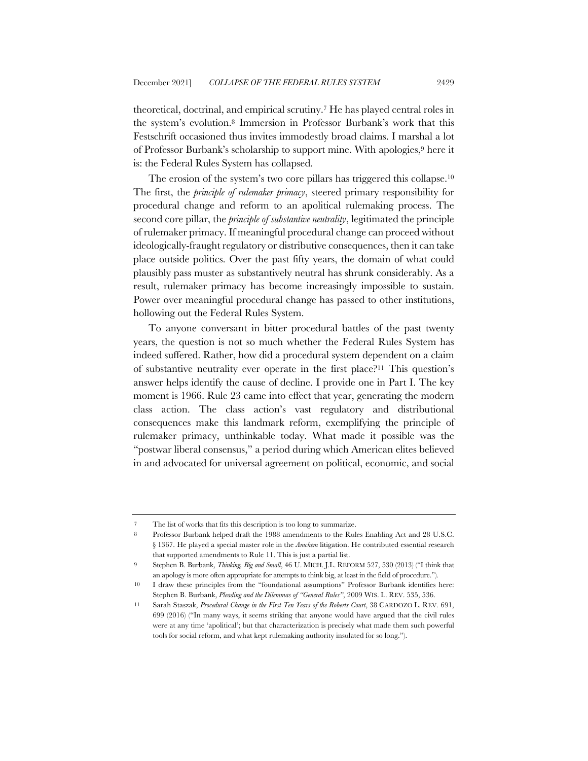theoretical, doctrinal, and empirical scrutiny.[7] He has played central roles in the system's evolution.[8] Immersion in Professor Burbank's work that this Festschrift occasioned thus invites immodestly broad claims. I marshal a lot of Professor Burbank's scholarship to support mine. With apologies,[9] here it is: the Federal Rules System has collapsed.

The erosion of the system's two core pillars has triggered this collapse.[10] The first, the *principle of rulemaker primacy*, steered primary responsibility for procedural change and reform to an apolitical rulemaking process. The second core pillar, the *principle of substantive neutrality*, legitimated the principle of rulemaker primacy. If meaningful procedural change can proceed without ideologically-fraught regulatory or distributive consequences, then it can take place outside politics. Over the past fifty years, the domain of what could plausibly pass muster as substantively neutral has shrunk considerably. As a result, rulemaker primacy has become increasingly impossible to sustain. Power over meaningful procedural change has passed to other institutions, hollowing out the Federal Rules System.

To anyone conversant in bitter procedural battles of the past twenty years, the question is not so much whether the Federal Rules System has indeed suffered. Rather, how did a procedural system dependent on a claim of substantive neutrality ever operate in the first place?[11] This question's answer helps identify the cause of decline. I provide one in Part I. The key moment is 1966. Rule 23 came into effect that year, generating the modern class action. The class action's vast regulatory and distributional consequences make this landmark reform, exemplifying the principle of rulemaker primacy, unthinkable today. What made it possible was the "postwar liberal consensus," a period during which American elites believed in and advocated for universal agreement on political, economic, and social

---

[7] The list of works that fits this description is too long to summarize.

[8] Professor Burbank helped draft the 1988 amendments to the Rules Enabling Act and 28 U.S.C. § 1367. He played a special master role in the *Amchem* litigation. He contributed essential research that supported amendments to Rule 11. This is just a partial list.

[9] Stephen B. Burbank, *Thinking, Big and Small*, 46 U. MICH. J.L. REFORM 527, 530 (2013) ("I think that an apology is more often appropriate for attempts to think big, at least in the field of procedure.").

[10] I draw these principles from the "foundational assumptions" Professor Burbank identifies here: Stephen B. Burbank, *Pleading and the Dilemmas of "General Rules"*, 2009 WIS. L. REV. 535, 536.

[11] Sarah Staszak, *Procedural Change in the First Ten Years of the Roberts Court*, 38 CARDOZO L. REV. 691, 699 (2016) ("In many ways, it seems striking that anyone would have argued that the civil rules were at any time 'apolitical'; but that characterization is precisely what made them such powerful tools for social reform, and what kept rulemaking authority insulated for so long.").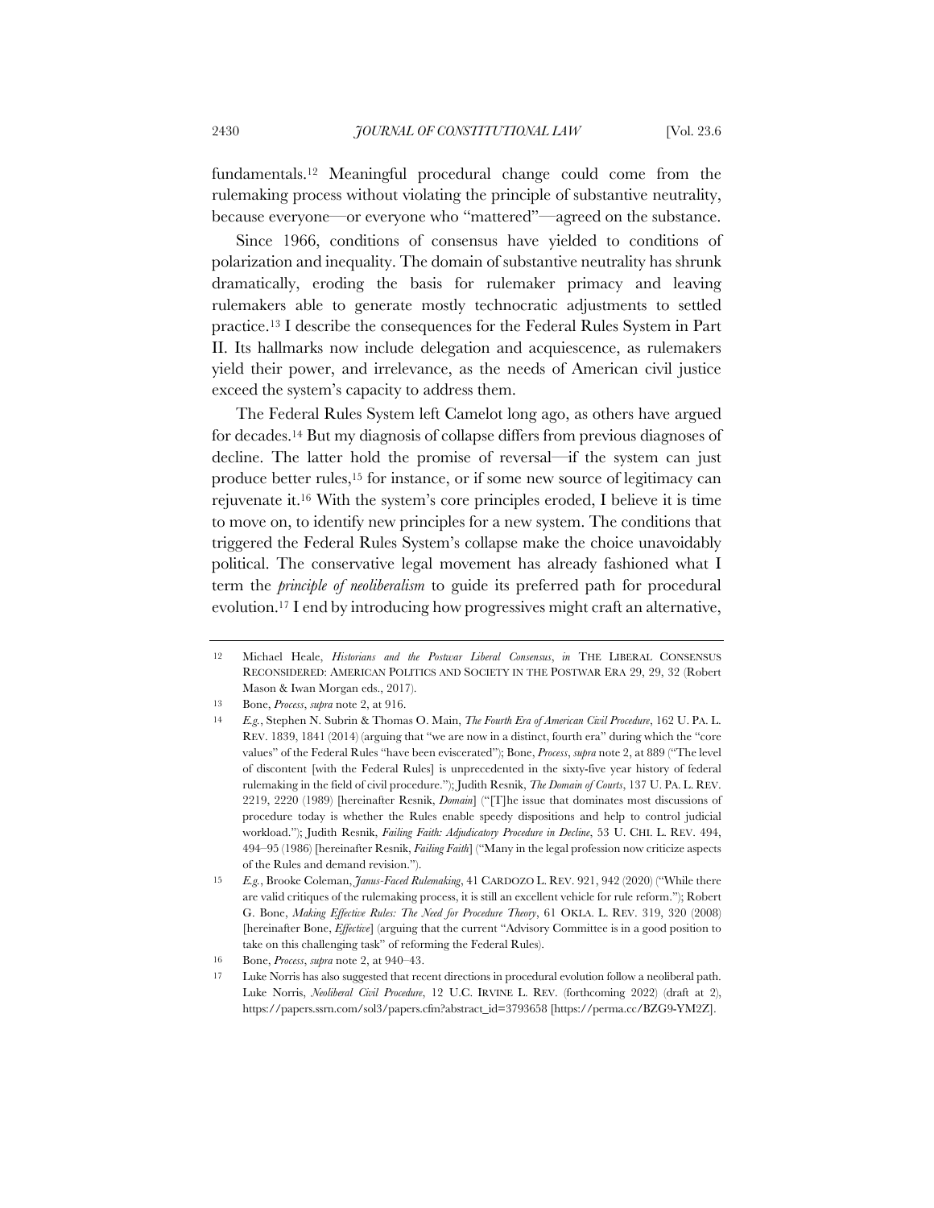fundamentals.[12] Meaningful procedural change could come from the rulemaking process without violating the principle of substantive neutrality, because everyone—or everyone who "mattered"—agreed on the substance.

Since 1966, conditions of consensus have yielded to conditions of polarization and inequality. The domain of substantive neutrality has shrunk dramatically, eroding the basis for rulemaker primacy and leaving rulemakers able to generate mostly technocratic adjustments to settled practice.[13] I describe the consequences for the Federal Rules System in Part II. Its hallmarks now include delegation and acquiescence, as rulemakers yield their power, and irrelevance, as the needs of American civil justice exceed the system's capacity to address them.

The Federal Rules System left Camelot long ago, as others have argued for decades.[14] But my diagnosis of collapse differs from previous diagnoses of decline. The latter hold the promise of reversal—if the system can just produce better rules,[15] for instance, or if some new source of legitimacy can rejuvenate it.[16] With the system's core principles eroded, I believe it is time to move on, to identify new principles for a new system. The conditions that triggered the Federal Rules System's collapse make the choice unavoidably political. The conservative legal movement has already fashioned what I term the *principle of neoliberalism* to guide its preferred path for procedural evolution.[17] I end by introducing how progressives might craft an alternative,

---

12 Michael Heale, *Historians and the Postwar Liberal Consensus*, *in* THE LIBERAL CONSENSUS RECONSIDERED: AMERICAN POLITICS AND SOCIETY IN THE POSTWAR ERA 29, 29, 32 (Robert Mason & Iwan Morgan eds., 2017).

13 Bone, *Process*, *supra* note 2, at 916.

14 *E.g.*, Stephen N. Subrin & Thomas O. Main, *The Fourth Era of American Civil Procedure*, 162 U. PA. L. REV. 1839, 1841 (2014) (arguing that "we are now in a distinct, fourth era" during which the "core values" of the Federal Rules "have been eviscerated"); Bone, *Process*, *supra* note 2, at 889 ("The level of discontent [with the Federal Rules] is unprecedented in the sixty-five year history of federal rulemaking in the field of civil procedure."); Judith Resnik, *The Domain of Courts*, 137 U. PA. L. REV. 2219, 2220 (1989) [hereinafter Resnik, *Domain*] ("[T]he issue that dominates most discussions of procedure today is whether the Rules enable speedy dispositions and help to control judicial workload."); Judith Resnik, *Failing Faith: Adjudicatory Procedure in Decline*, 53 U. CHI. L. REV. 494, 494–95 (1986) [hereinafter Resnik, *Failing Faith*] ("Many in the legal profession now criticize aspects of the Rules and demand revision.").

15 *E.g.*, Brooke Coleman, *Janus-Faced Rulemaking*, 41 CARDOZO L. REV. 921, 942 (2020) ("While there are valid critiques of the rulemaking process, it is still an excellent vehicle for rule reform."); Robert G. Bone, *Making Effective Rules: The Need for Procedure Theory*, 61 OKLA. L. REV. 319, 320 (2008) [hereinafter Bone, *Effective*] (arguing that the current "Advisory Committee is in a good position to take on this challenging task" of reforming the Federal Rules).

16 Bone, *Process*, *supra* note 2, at 940–43.

17 Luke Norris has also suggested that recent directions in procedural evolution follow a neoliberal path. Luke Norris, *Neoliberal Civil Procedure*, 12 U.C. IRVINE L. REV. (forthcoming 2022) (draft at 2), https://papers.ssrn.com/sol3/papers.cfm?abstract_id=3793658 [https://perma.cc/BZG9-YM2Z].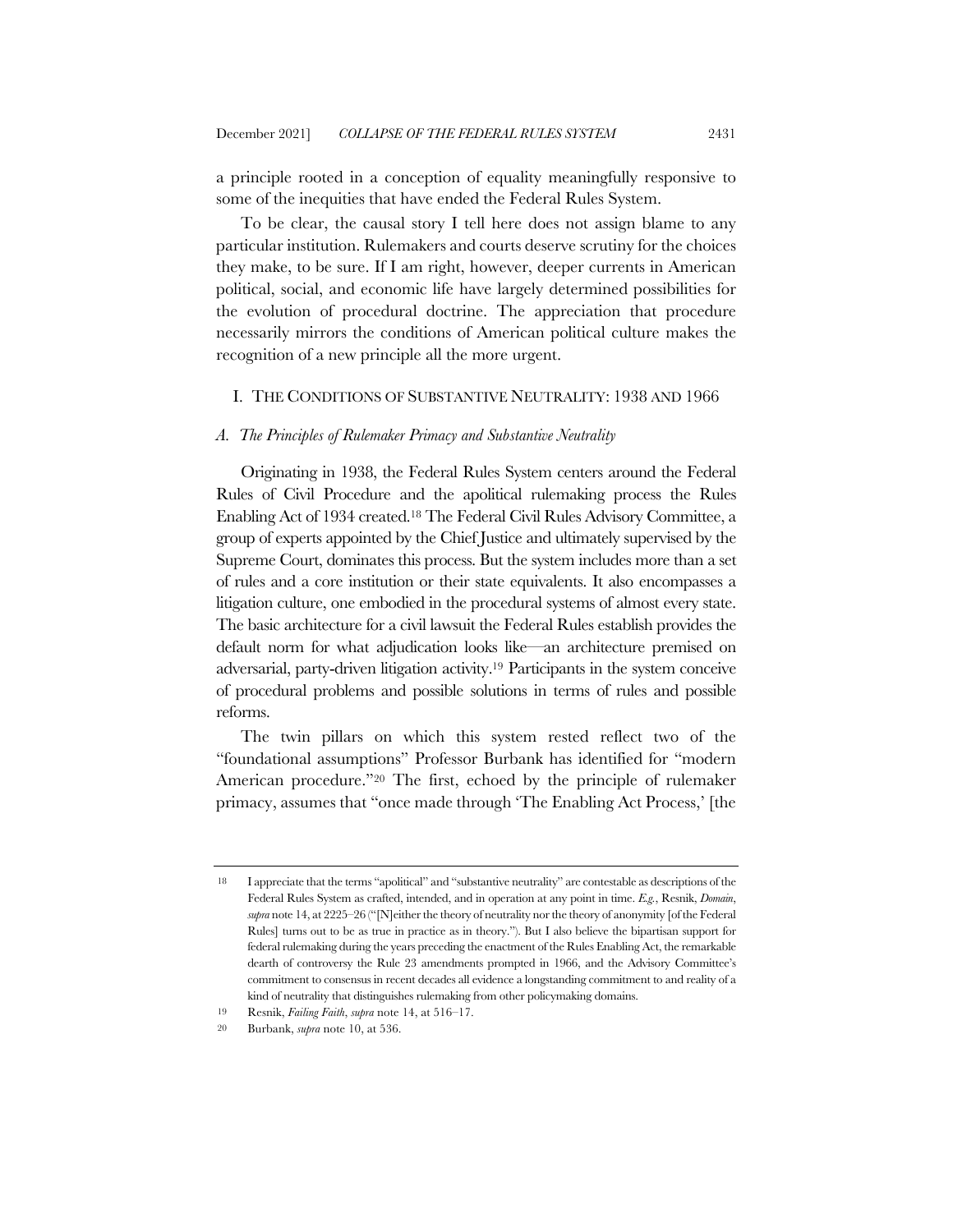a principle rooted in a conception of equality meaningfully responsive to some of the inequities that have ended the Federal Rules System.

To be clear, the causal story I tell here does not assign blame to any particular institution. Rulemakers and courts deserve scrutiny for the choices they make, to be sure. If I am right, however, deeper currents in American political, social, and economic life have largely determined possibilities for the evolution of procedural doctrine. The appreciation that procedure necessarily mirrors the conditions of American political culture makes the recognition of a new principle all the more urgent.

## I. THE CONDITIONS OF SUBSTANTIVE NEUTRALITY: 1938 AND 1966

### *A. The Principles of Rulemaker Primacy and Substantive Neutrality*

Originating in 1938, the Federal Rules System centers around the Federal Rules of Civil Procedure and the apolitical rulemaking process the Rules Enabling Act of 1934 created.[18] The Federal Civil Rules Advisory Committee, a group of experts appointed by the Chief Justice and ultimately supervised by the Supreme Court, dominates this process. But the system includes more than a set of rules and a core institution or their state equivalents. It also encompasses a litigation culture, one embodied in the procedural systems of almost every state. The basic architecture for a civil lawsuit the Federal Rules establish provides the default norm for what adjudication looks like—an architecture premised on adversarial, party-driven litigation activity.[19] Participants in the system conceive of procedural problems and possible solutions in terms of rules and possible reforms.

The twin pillars on which this system rested reflect two of the "foundational assumptions" Professor Burbank has identified for "modern American procedure."[20] The first, echoed by the principle of rulemaker primacy, assumes that "once made through 'The Enabling Act Process,' [the

---

18 I appreciate that the terms "apolitical" and "substantive neutrality" are contestable as descriptions of the Federal Rules System as crafted, intended, and in operation at any point in time. *E.g.*, Resnik, *Domain*, *supra* note 14, at 2225–26 ("[N]either the theory of neutrality nor the theory of anonymity [of the Federal Rules] turns out to be as true in practice as in theory."). But I also believe the bipartisan support for federal rulemaking during the years preceding the enactment of the Rules Enabling Act, the remarkable dearth of controversy the Rule 23 amendments prompted in 1966, and the Advisory Committee's commitment to consensus in recent decades all evidence a longstanding commitment to and reality of a kind of neutrality that distinguishes rulemaking from other policymaking domains.

19 Resnik, *Failing Faith*, *supra* note 14, at 516–17.

20 Burbank, *supra* note 10, at 536.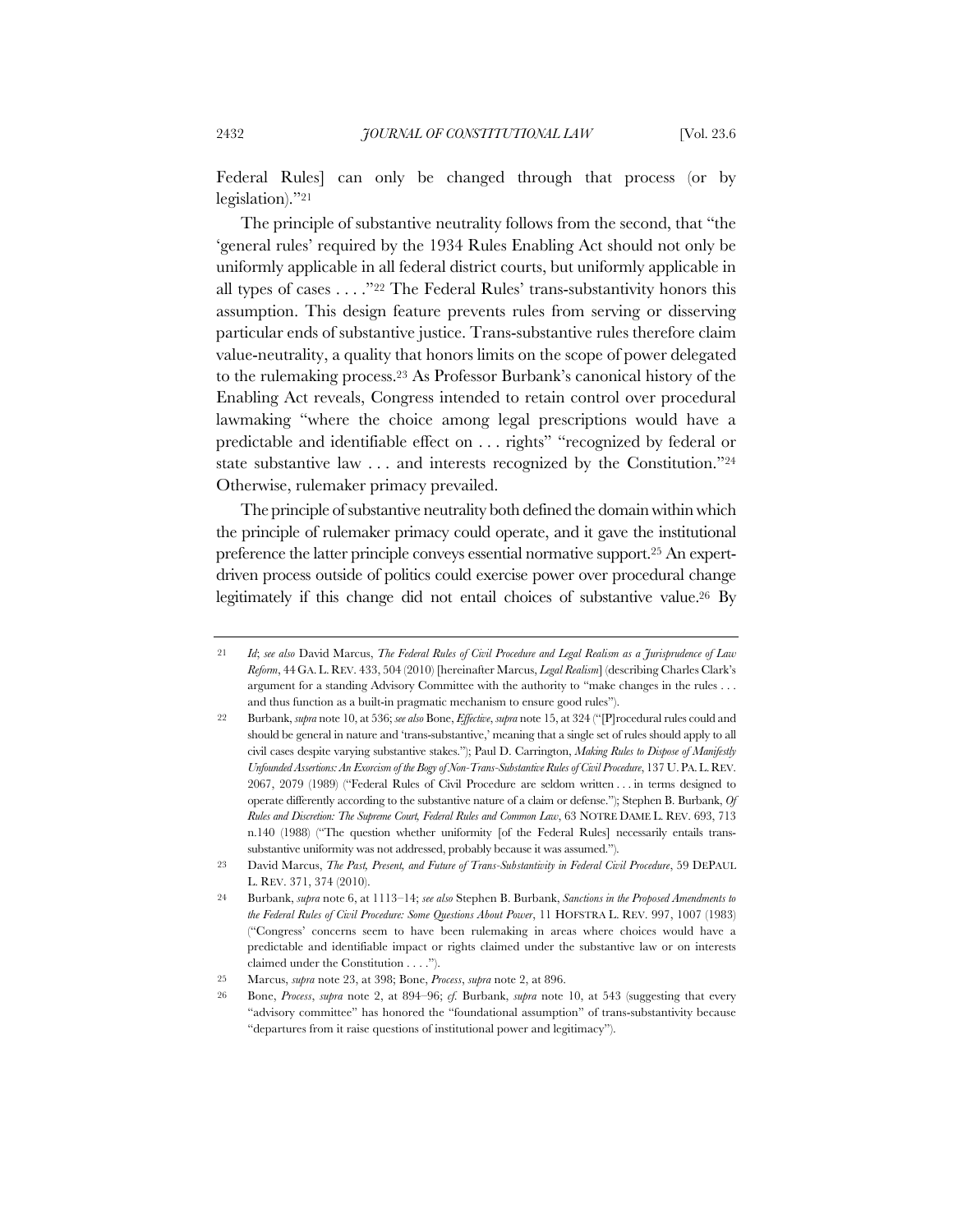Federal Rules] can only be changed through that process (or by legislation)."[21]

The principle of substantive neutrality follows from the second, that "the 'general rules' required by the 1934 Rules Enabling Act should not only be uniformly applicable in all federal district courts, but uniformly applicable in all types of cases . . . ."[22] The Federal Rules' trans-substantivity honors this assumption. This design feature prevents rules from serving or disserving particular ends of substantive justice. Trans-substantive rules therefore claim value-neutrality, a quality that honors limits on the scope of power delegated to the rulemaking process.[23] As Professor Burbank's canonical history of the Enabling Act reveals, Congress intended to retain control over procedural lawmaking "where the choice among legal prescriptions would have a predictable and identifiable effect on . . . rights" "recognized by federal or state substantive law . . . and interests recognized by the Constitution."[24] Otherwise, rulemaker primacy prevailed.

The principle of substantive neutrality both defined the domain within which the principle of rulemaker primacy could operate, and it gave the institutional preference the latter principle conveys essential normative support.[25] An expert-driven process outside of politics could exercise power over procedural change legitimately if this change did not entail choices of substantive value.[26] By

---

[21] *Id*; *see also* David Marcus, *The Federal Rules of Civil Procedure and Legal Realism as a Jurisprudence of Law Reform*, 44 GA. L. REV. 433, 504 (2010) [hereinafter Marcus, *Legal Realism*] (describing Charles Clark's argument for a standing Advisory Committee with the authority to "make changes in the rules . . . and thus function as a built-in pragmatic mechanism to ensure good rules").

[22] Burbank, *supra* note 10, at 536; *see also* Bone, *Effective*, *supra* note 15, at 324 ("[P]rocedural rules could and should be general in nature and 'trans-substantive,' meaning that a single set of rules should apply to all civil cases despite varying substantive stakes."); Paul D. Carrington, *Making Rules to Dispose of Manifestly Unfounded Assertions: An Exorcism of the Bogy of Non-Trans-Substantive Rules of Civil Procedure*, 137 U. PA. L. REV. 2067, 2079 (1989) ("Federal Rules of Civil Procedure are seldom written . . . in terms designed to operate differently according to the substantive nature of a claim or defense."); Stephen B. Burbank, *Of Rules and Discretion: The Supreme Court, Federal Rules and Common Law*, 63 NOTRE DAME L. REV. 693, 713 n.140 (1988) ("The question whether uniformity [of the Federal Rules] necessarily entails trans-substantive uniformity was not addressed, probably because it was assumed.").

[23] David Marcus, *The Past, Present, and Future of Trans-Substantivity in Federal Civil Procedure*, 59 DEPAUL L. REV. 371, 374 (2010).

[24] Burbank, *supra* note 6, at 1113–14; *see also* Stephen B. Burbank, *Sanctions in the Proposed Amendments to the Federal Rules of Civil Procedure: Some Questions About Power*, 11 HOFSTRA L. REV. 997, 1007 (1983) ("Congress' concerns seem to have been rulemaking in areas where choices would have a predictable and identifiable impact or rights claimed under the substantive law or on interests claimed under the Constitution . . . .").

[25] Marcus, *supra* note 23, at 398; Bone, *Process*, *supra* note 2, at 896.

[26] Bone, *Process*, *supra* note 2, at 894–96; *cf.* Burbank, *supra* note 10, at 543 (suggesting that every "advisory committee" has honored the "foundational assumption" of trans-substantivity because "departures from it raise questions of institutional power and legitimacy").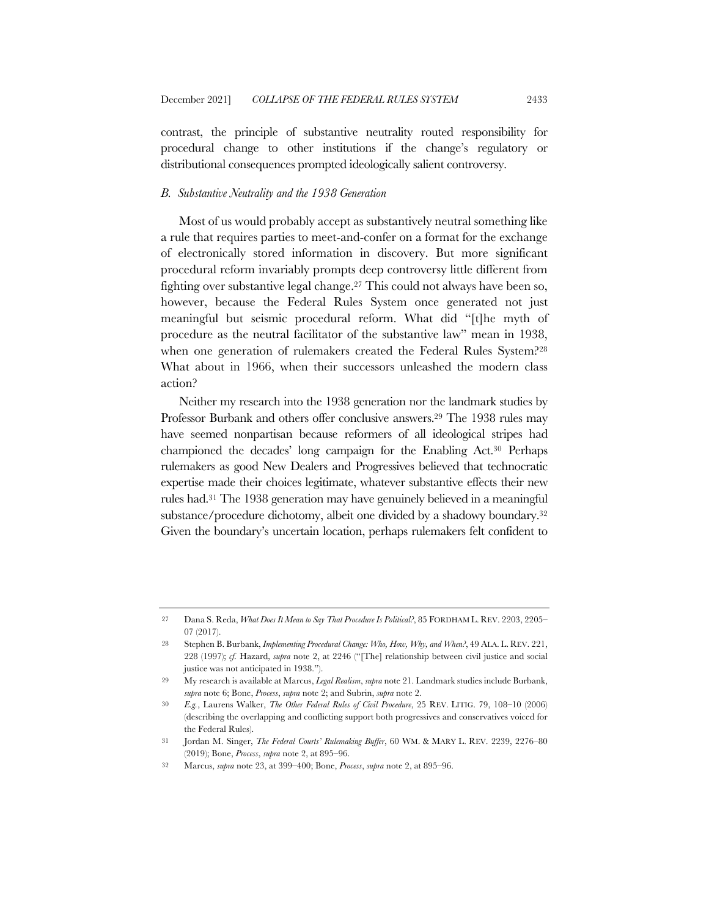contrast, the principle of substantive neutrality routed responsibility for procedural change to other institutions if the change's regulatory or distributional consequences prompted ideologically salient controversy.

### *B. Substantive Neutrality and the 1938 Generation*

Most of us would probably accept as substantively neutral something like a rule that requires parties to meet-and-confer on a format for the exchange of electronically stored information in discovery. But more significant procedural reform invariably prompts deep controversy little different from fighting over substantive legal change.[27] This could not always have been so, however, because the Federal Rules System once generated not just meaningful but seismic procedural reform. What did "[t]he myth of procedure as the neutral facilitator of the substantive law" mean in 1938, when one generation of rulemakers created the Federal Rules System?[28] What about in 1966, when their successors unleashed the modern class action?

Neither my research into the 1938 generation nor the landmark studies by Professor Burbank and others offer conclusive answers.[29] The 1938 rules may have seemed nonpartisan because reformers of all ideological stripes had championed the decades' long campaign for the Enabling Act.[30] Perhaps rulemakers as good New Dealers and Progressives believed that technocratic expertise made their choices legitimate, whatever substantive effects their new rules had.[31] The 1938 generation may have genuinely believed in a meaningful substance/procedure dichotomy, albeit one divided by a shadowy boundary.[32] Given the boundary's uncertain location, perhaps rulemakers felt confident to

---

27 Dana S. Reda, *What Does It Mean to Say That Procedure Is Political?*, 85 FORDHAM L. REV. 2203, 2205–07 (2017).

28 Stephen B. Burbank, *Implementing Procedural Change: Who, How, Why, and When?*, 49 ALA. L. REV. 221, 228 (1997); *cf.* Hazard, *supra* note 2, at 2246 ("[The] relationship between civil justice and social justice was not anticipated in 1938.").

29 My research is available at Marcus, *Legal Realism*, *supra* note 21. Landmark studies include Burbank, *supra* note 6; Bone, *Process*, *supra* note 2; and Subrin, *supra* note 2.

30 *E.g.*, Laurens Walker, *The Other Federal Rules of Civil Procedure*, 25 REV. LITIG. 79, 108–10 (2006) (describing the overlapping and conflicting support both progressives and conservatives voiced for the Federal Rules).

31 Jordan M. Singer, *The Federal Courts' Rulemaking Buffer*, 60 WM. & MARY L. REV. 2239, 2276–80 (2019); Bone, *Process*, *supra* note 2, at 895–96.

32 Marcus, *supra* note 23, at 399–400; Bone, *Process*, *supra* note 2, at 895–96.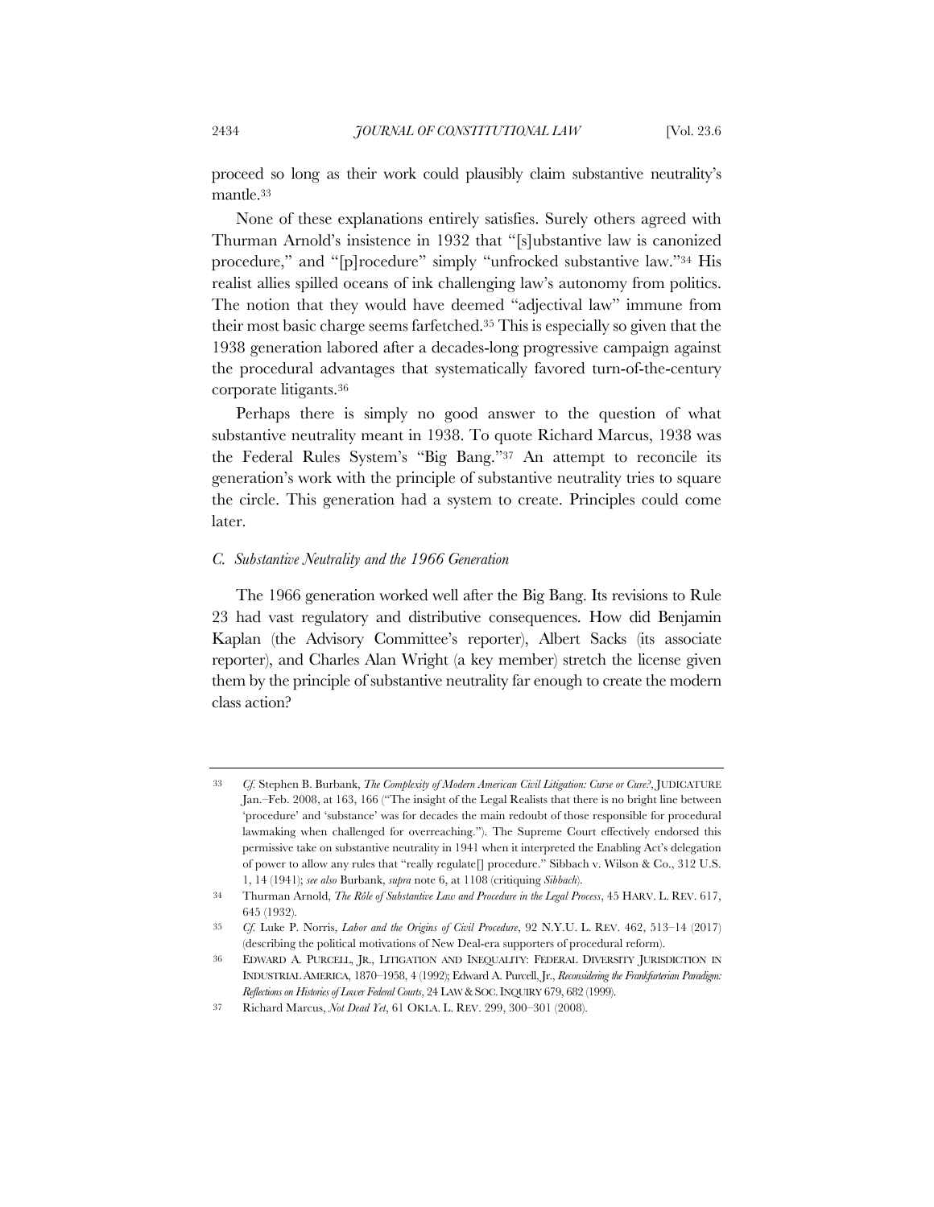proceed so long as their work could plausibly claim substantive neutrality's mantle.[33]

None of these explanations entirely satisfies. Surely others agreed with Thurman Arnold's insistence in 1932 that "[s]ubstantive law is canonized procedure," and "[p]rocedure" simply "unfrocked substantive law."[34] His realist allies spilled oceans of ink challenging law's autonomy from politics. The notion that they would have deemed "adjectival law" immune from their most basic charge seems farfetched.[35] This is especially so given that the 1938 generation labored after a decades-long progressive campaign against the procedural advantages that systematically favored turn-of-the-century corporate litigants.[36]

Perhaps there is simply no good answer to the question of what substantive neutrality meant in 1938. To quote Richard Marcus, 1938 was the Federal Rules System's "Big Bang."[37] An attempt to reconcile its generation's work with the principle of substantive neutrality tries to square the circle. This generation had a system to create. Principles could come later.

### *C. Substantive Neutrality and the 1966 Generation*

The 1966 generation worked well after the Big Bang. Its revisions to Rule 23 had vast regulatory and distributive consequences. How did Benjamin Kaplan (the Advisory Committee's reporter), Albert Sacks (its associate reporter), and Charles Alan Wright (a key member) stretch the license given them by the principle of substantive neutrality far enough to create the modern class action?

---

33 *Cf.* Stephen B. Burbank, *The Complexity of Modern American Civil Litigation: Curse or Cure?*, JUDICATURE Jan.–Feb. 2008, at 163, 166 ("The insight of the Legal Realists that there is no bright line between 'procedure' and 'substance' was for decades the main redoubt of those responsible for procedural lawmaking when challenged for overreaching."). The Supreme Court effectively endorsed this permissive take on substantive neutrality in 1941 when it interpreted the Enabling Act's delegation of power to allow any rules that "really regulate[] procedure." Sibbach v. Wilson & Co., 312 U.S. 1, 14 (1941); *see also* Burbank, *supra* note 6, at 1108 (critiquing *Sibbach*).

34 Thurman Arnold, *The Rôle of Substantive Law and Procedure in the Legal Process*, 45 HARV. L. REV. 617, 645 (1932).

35 *Cf.* Luke P. Norris, *Labor and the Origins of Civil Procedure*, 92 N.Y.U. L. REV. 462, 513–14 (2017) (describing the political motivations of New Deal-era supporters of procedural reform).

36 EDWARD A. PURCELL, JR., LITIGATION AND INEQUALITY: FEDERAL DIVERSITY JURISDICTION IN INDUSTRIAL AMERICA, 1870–1958, 4 (1992); Edward A. Purcell, Jr., *Reconsidering the Frankfurterian Paradigm: Reflections on Histories of Lower Federal Courts*, 24 LAW & SOC. INQUIRY 679, 682 (1999).

37 Richard Marcus, *Not Dead Yet*, 61 OKLA. L. REV. 299, 300–301 (2008).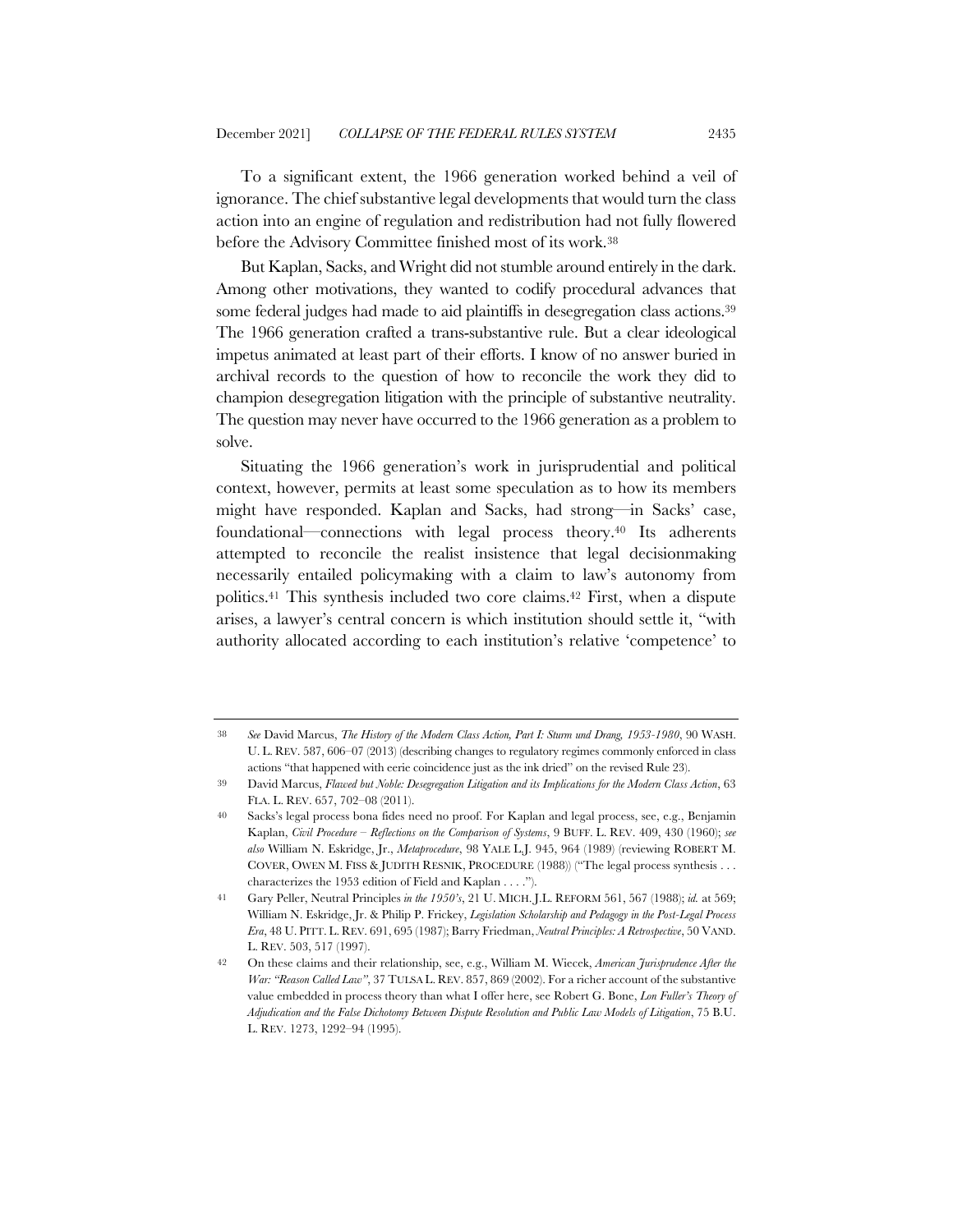To a significant extent, the 1966 generation worked behind a veil of ignorance. The chief substantive legal developments that would turn the class action into an engine of regulation and redistribution had not fully flowered before the Advisory Committee finished most of its work.[38]

But Kaplan, Sacks, and Wright did not stumble around entirely in the dark. Among other motivations, they wanted to codify procedural advances that some federal judges had made to aid plaintiffs in desegregation class actions.[39] The 1966 generation crafted a trans-substantive rule. But a clear ideological impetus animated at least part of their efforts. I know of no answer buried in archival records to the question of how to reconcile the work they did to champion desegregation litigation with the principle of substantive neutrality. The question may never have occurred to the 1966 generation as a problem to solve.

Situating the 1966 generation's work in jurisprudential and political context, however, permits at least some speculation as to how its members might have responded. Kaplan and Sacks, had strong—in Sacks' case, foundational—connections with legal process theory.[40] Its adherents attempted to reconcile the realist insistence that legal decisionmaking necessarily entailed policymaking with a claim to law's autonomy from politics.[41] This synthesis included two core claims.[42] First, when a dispute arises, a lawyer's central concern is which institution should settle it, "with authority allocated according to each institution's relative 'competence' to

---

38 *See* David Marcus, *The History of the Modern Class Action, Part I: Sturm und Drang, 1953-1980*, 90 WASH. U. L. REV. 587, 606–07 (2013) (describing changes to regulatory regimes commonly enforced in class actions "that happened with eerie coincidence just as the ink dried" on the revised Rule 23).

39 David Marcus, *Flawed but Noble: Desegregation Litigation and its Implications for the Modern Class Action*, 63 FLA. L. REV. 657, 702–08 (2011).

40 Sacks's legal process bona fides need no proof. For Kaplan and legal process, see, e.g., Benjamin Kaplan, *Civil Procedure – Reflections on the Comparison of Systems*, 9 BUFF. L. REV. 409, 430 (1960); *see also* William N. Eskridge, Jr., *Metaprocedure*, 98 YALE L.J. 945, 964 (1989) (reviewing ROBERT M. COVER, OWEN M. FISS & JUDITH RESNIK, PROCEDURE (1988)) ("The legal process synthesis . . . characterizes the 1953 edition of Field and Kaplan . . . .").

41 Gary Peller, Neutral Principles *in the 1950's*, 21 U. MICH. J.L. REFORM 561, 567 (1988); *id.* at 569; William N. Eskridge, Jr. & Philip P. Frickey, *Legislation Scholarship and Pedagogy in the Post-Legal Process Era*, 48 U. PITT. L. REV. 691, 695 (1987); Barry Friedman, *Neutral Principles: A Retrospective*, 50 VAND. L. REV. 503, 517 (1997).

42 On these claims and their relationship, see, e.g., William M. Wiecek, *American Jurisprudence After the War: "Reason Called Law"*, 37 TULSA L. REV. 857, 869 (2002). For a richer account of the substantive value embedded in process theory than what I offer here, see Robert G. Bone, *Lon Fuller's Theory of Adjudication and the False Dichotomy Between Dispute Resolution and Public Law Models of Litigation*, 75 B.U. L. REV. 1273, 1292–94 (1995).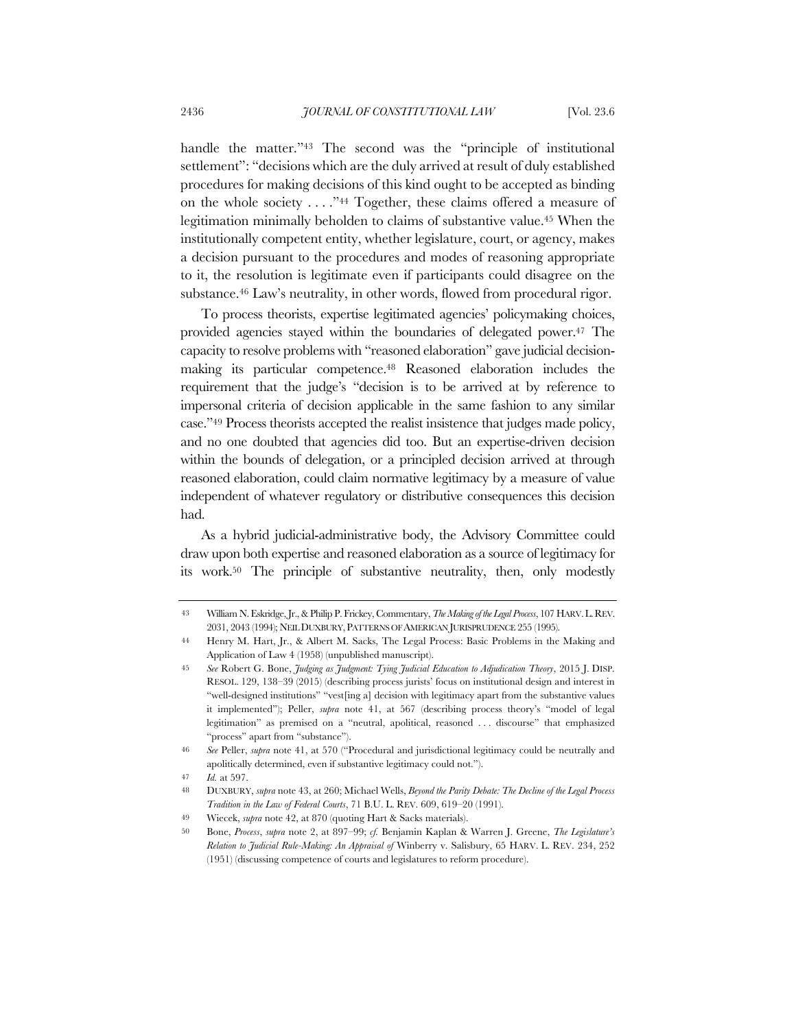handle the matter."[43] The second was the "principle of institutional settlement": "decisions which are the duly arrived at result of duly established procedures for making decisions of this kind ought to be accepted as binding on the whole society . . . ."[44] Together, these claims offered a measure of legitimation minimally beholden to claims of substantive value.[45] When the institutionally competent entity, whether legislature, court, or agency, makes a decision pursuant to the procedures and modes of reasoning appropriate to it, the resolution is legitimate even if participants could disagree on the substance.[46] Law's neutrality, in other words, flowed from procedural rigor.

To process theorists, expertise legitimated agencies' policymaking choices, provided agencies stayed within the boundaries of delegated power.[47] The capacity to resolve problems with "reasoned elaboration" gave judicial decision-making its particular competence.[48] Reasoned elaboration includes the requirement that the judge's "decision is to be arrived at by reference to impersonal criteria of decision applicable in the same fashion to any similar case."[49] Process theorists accepted the realist insistence that judges made policy, and no one doubted that agencies did too. But an expertise-driven decision within the bounds of delegation, or a principled decision arrived at through reasoned elaboration, could claim normative legitimacy by a measure of value independent of whatever regulatory or distributive consequences this decision had.

As a hybrid judicial-administrative body, the Advisory Committee could draw upon both expertise and reasoned elaboration as a source of legitimacy for its work.[50] The principle of substantive neutrality, then, only modestly

---

43 William N. Eskridge, Jr., & Philip P. Frickey, Commentary, *The Making of the Legal Process*, 107 HARV. L. REV. 2031, 2043 (1994); NEIL DUXBURY, PATTERNS OF AMERICAN JURISPRUDENCE 255 (1995).

44 Henry M. Hart, Jr., & Albert M. Sacks, The Legal Process: Basic Problems in the Making and Application of Law 4 (1958) (unpublished manuscript).

45 *See* Robert G. Bone, *Judging as Judgment: Tying Judicial Education to Adjudication Theory*, 2015 J. DISP. RESOL. 129, 138–39 (2015) (describing process jurists' focus on institutional design and interest in "well-designed institutions" "vest[ing a] decision with legitimacy apart from the substantive values it implemented"); Peller, *supra* note 41, at 567 (describing process theory's "model of legal legitimation" as premised on a "neutral, apolitical, reasoned . . . discourse" that emphasized "process" apart from "substance").

46 *See* Peller, *supra* note 41, at 570 ("Procedural and jurisdictional legitimacy could be neutrally and apolitically determined, even if substantive legitimacy could not.").

47 *Id.* at 597.

48 DUXBURY, *supra* note 43, at 260; Michael Wells, *Beyond the Parity Debate: The Decline of the Legal Process Tradition in the Law of Federal Courts*, 71 B.U. L. REV. 609, 619–20 (1991).

49 Wiecek, *supra* note 42, at 870 (quoting Hart & Sacks materials).

50 Bone, *Process*, *supra* note 2, at 897–99; *cf.* Benjamin Kaplan & Warren J. Greene, *The Legislature's Relation to Judicial Rule-Making: An Appraisal of* Winberry v. Salisbury, 65 HARV. L. REV. 234, 252 (1951) (discussing competence of courts and legislatures to reform procedure).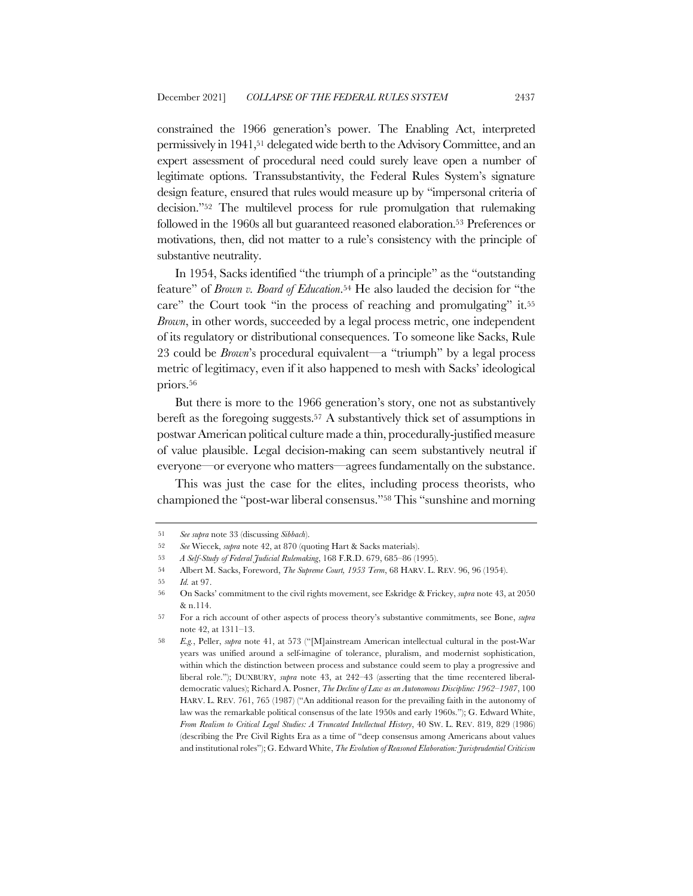constrained the 1966 generation's power. The Enabling Act, interpreted permissively in 1941,[51] delegated wide berth to the Advisory Committee, and an expert assessment of procedural need could surely leave open a number of legitimate options. Transsubstantivity, the Federal Rules System's signature design feature, ensured that rules would measure up by "impersonal criteria of decision."[52] The multilevel process for rule promulgation that rulemaking followed in the 1960s all but guaranteed reasoned elaboration.[53] Preferences or motivations, then, did not matter to a rule's consistency with the principle of substantive neutrality.

In 1954, Sacks identified "the triumph of a principle" as the "outstanding feature" of *Brown v. Board of Education*.[54] He also lauded the decision for "the care" the Court took "in the process of reaching and promulgating" it.[55] *Brown*, in other words, succeeded by a legal process metric, one independent of its regulatory or distributional consequences. To someone like Sacks, Rule 23 could be *Brown*'s procedural equivalent—a "triumph" by a legal process metric of legitimacy, even if it also happened to mesh with Sacks' ideological priors.[56]

But there is more to the 1966 generation's story, one not as substantively bereft as the foregoing suggests.[57] A substantively thick set of assumptions in postwar American political culture made a thin, procedurally-justified measure of value plausible. Legal decision-making can seem substantively neutral if everyone—or everyone who matters—agrees fundamentally on the substance.

This was just the case for the elites, including process theorists, who championed the "post-war liberal consensus."[58] This "sunshine and morning

---

51 *See supra* note 33 (discussing *Sibbach*).

52 *See* Wiecek, *supra* note 42, at 870 (quoting Hart & Sacks materials).

53 *A Self-Study of Federal Judicial Rulemaking*, 168 F.R.D. 679, 685–86 (1995).

54 Albert M. Sacks, Foreword, *The Supreme Court, 1953 Term*, 68 HARV. L. REV. 96, 96 (1954).

55 *Id.* at 97.

56 On Sacks' commitment to the civil rights movement, see Eskridge & Frickey, *supra* note 43, at 2050 & n.114.

57 For a rich account of other aspects of process theory's substantive commitments, see Bone, *supra* note 42, at 1311–13.

58 *E.g.*, Peller, *supra* note 41, at 573 ("[M]ainstream American intellectual cultural in the post-War years was unified around a self-imagine of tolerance, pluralism, and modernist sophistication, within which the distinction between process and substance could seem to play a progressive and liberal role."); DUXBURY, *supra* note 43, at 242–43 (asserting that the time recentered liberal-democratic values); Richard A. Posner, *The Decline of Law as an Autonomous Discipline: 1962–1987*, 100 HARV. L. REV. 761, 765 (1987) ("An additional reason for the prevailing faith in the autonomy of law was the remarkable political consensus of the late 1950s and early 1960s."); G. Edward White, *From Realism to Critical Legal Studies: A Truncated Intellectual History*, 40 SW. L. REV. 819, 829 (1986) (describing the Pre Civil Rights Era as a time of "deep consensus among Americans about values and institutional roles"); G. Edward White, *The Evolution of Reasoned Elaboration: Jurisprudential Criticism*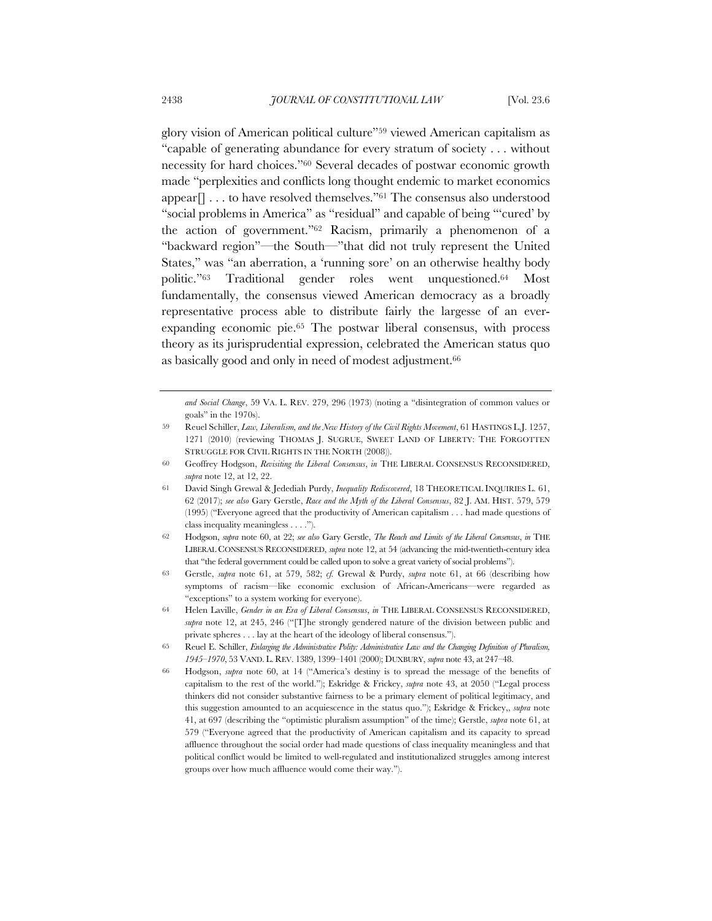glory vision of American political culture"[59] viewed American capitalism as "capable of generating abundance for every stratum of society . . . without necessity for hard choices."[60] Several decades of postwar economic growth made "perplexities and conflicts long thought endemic to market economics appear[] . . . to have resolved themselves."[61] The consensus also understood "social problems in America" as "residual" and capable of being "'cured' by the action of government."[62] Racism, primarily a phenomenon of a "backward region"—the South—"that did not truly represent the United States," was "an aberration, a 'running sore' on an otherwise healthy body politic."[63] Traditional gender roles went unquestioned.[64] Most fundamentally, the consensus viewed American democracy as a broadly representative process able to distribute fairly the largesse of an ever-expanding economic pie.[65] The postwar liberal consensus, with process theory as its jurisprudential expression, celebrated the American status quo as basically good and only in need of modest adjustment.[66]

---

*and Social Change*, 59 VA. L. REV. 279, 296 (1973) (noting a "disintegration of common values or goals" in the 1970s).

59 Reuel Schiller, *Law, Liberalism, and the New History of the Civil Rights Movement*, 61 HASTINGS L.J. 1257, 1271 (2010) (reviewing THOMAS J. SUGRUE, SWEET LAND OF LIBERTY: THE FORGOTTEN STRUGGLE FOR CIVIL RIGHTS IN THE NORTH (2008)).

60 Geoffrey Hodgson, *Revisiting the Liberal Consensus*, *in* THE LIBERAL CONSENSUS RECONSIDERED, *supra* note 12, at 12, 22.

61 David Singh Grewal & Jedediah Purdy, *Inequality Rediscovered*, 18 THEORETICAL INQUIRIES L. 61, 62 (2017); *see also* Gary Gerstle, *Race and the Myth of the Liberal Consensus*, 82 J. AM. HIST. 579, 579 (1995) ("Everyone agreed that the productivity of American capitalism . . . had made questions of class inequality meaningless . . . .").

62 Hodgson, *supra* note 60, at 22; *see also* Gary Gerstle, *The Reach and Limits of the Liberal Consensus*, *in* THE LIBERAL CONSENSUS RECONSIDERED, *supra* note 12, at 54 (advancing the mid-twentieth-century idea that "the federal government could be called upon to solve a great variety of social problems").

63 Gerstle, *supra* note 61, at 579, 582; *cf.* Grewal & Purdy, *supra* note 61, at 66 (describing how symptoms of racism—like economic exclusion of African-Americans—were regarded as "exceptions" to a system working for everyone).

64 Helen Laville, *Gender in an Era of Liberal Consensus*, *in* THE LIBERAL CONSENSUS RECONSIDERED, *supra* note 12, at 245, 246 ("[T]he strongly gendered nature of the division between public and private spheres . . . lay at the heart of the ideology of liberal consensus.").

65 Reuel E. Schiller, *Enlarging the Administrative Polity: Administrative Law and the Changing Definition of Pluralism, 1945–1970*, 53 VAND. L. REV. 1389, 1399–1401 (2000); DUXBURY, *supra* note 43, at 247–48.

66 Hodgson, *supra* note 60, at 14 ("America's destiny is to spread the message of the benefits of capitalism to the rest of the world."); Eskridge & Frickey, *supra* note 43, at 2050 ("Legal process thinkers did not consider substantive fairness to be a primary element of political legitimacy, and this suggestion amounted to an acquiescence in the status quo."); Eskridge & Frickey,, *supra* note 41, at 697 (describing the "optimistic pluralism assumption" of the time); Gerstle, *supra* note 61, at 579 ("Everyone agreed that the productivity of American capitalism and its capacity to spread affluence throughout the social order had made questions of class inequality meaningless and that political conflict would be limited to well-regulated and institutionalized struggles among interest groups over how much affluence would come their way.").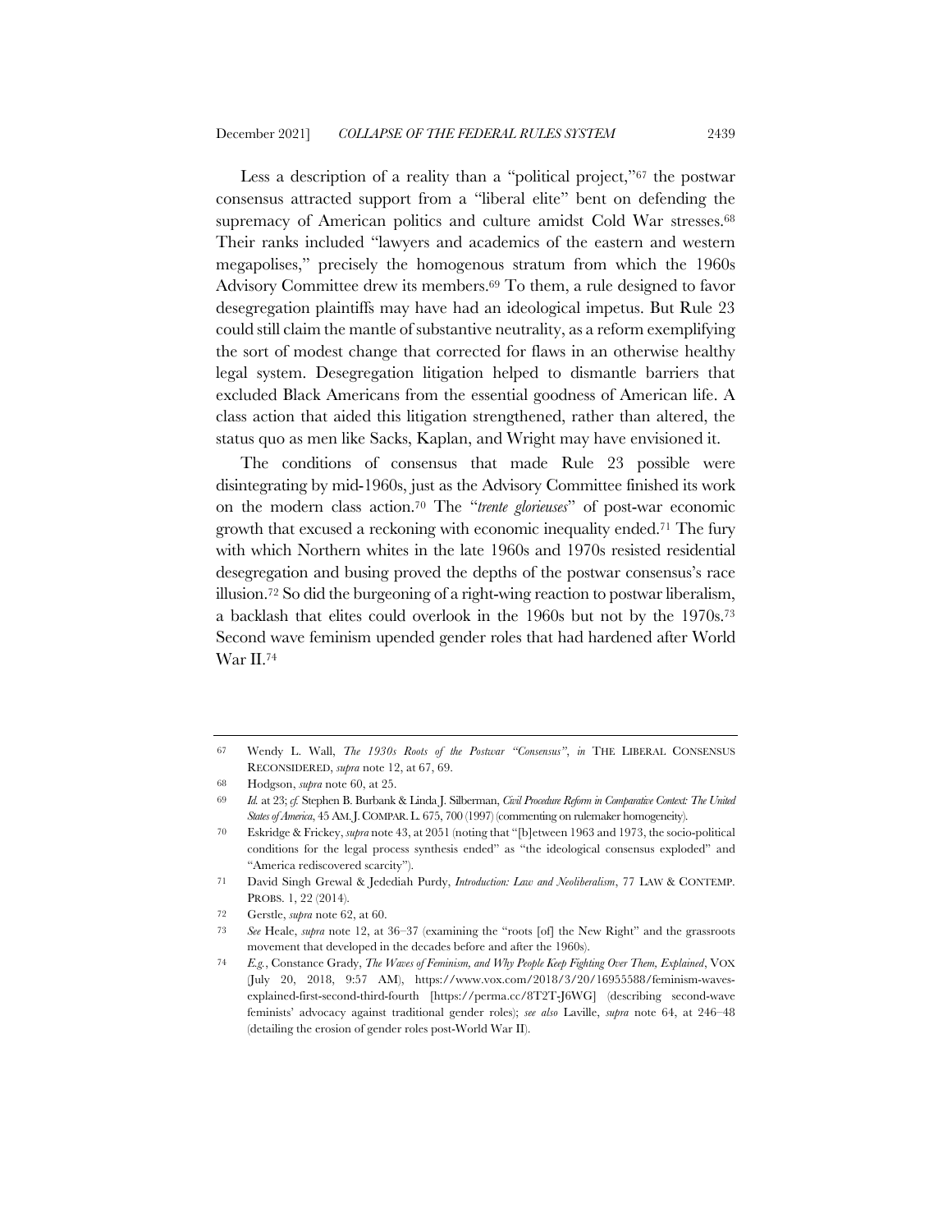Less a description of a reality than a "political project,"[67] the postwar consensus attracted support from a "liberal elite" bent on defending the supremacy of American politics and culture amidst Cold War stresses.[68] Their ranks included "lawyers and academics of the eastern and western megapolises," precisely the homogenous stratum from which the 1960s Advisory Committee drew its members.[69] To them, a rule designed to favor desegregation plaintiffs may have had an ideological impetus. But Rule 23 could still claim the mantle of substantive neutrality, as a reform exemplifying the sort of modest change that corrected for flaws in an otherwise healthy legal system. Desegregation litigation helped to dismantle barriers that excluded Black Americans from the essential goodness of American life. A class action that aided this litigation strengthened, rather than altered, the status quo as men like Sacks, Kaplan, and Wright may have envisioned it.

The conditions of consensus that made Rule 23 possible were disintegrating by mid-1960s, just as the Advisory Committee finished its work on the modern class action.[70] The "*trente glorieuses*" of post-war economic growth that excused a reckoning with economic inequality ended.[71] The fury with which Northern whites in the late 1960s and 1970s resisted residential desegregation and busing proved the depths of the postwar consensus's race illusion.[72] So did the burgeoning of a right-wing reaction to postwar liberalism, a backlash that elites could overlook in the 1960s but not by the 1970s.[73] Second wave feminism upended gender roles that had hardened after World War II.[74]

---

67 Wendy L. Wall, *The 1930s Roots of the Postwar "Consensus"*, *in* THE LIBERAL CONSENSUS RECONSIDERED, *supra* note 12, at 67, 69.

68 Hodgson, *supra* note 60, at 25.

69 *Id.* at 23; *cf.* Stephen B. Burbank & Linda J. Silberman, *Civil Procedure Reform in Comparative Context: The United States of America*, 45 AM. J. COMPAR. L. 675, 700 (1997) (commenting on rulemaker homogeneity).

70 Eskridge & Frickey, *supra* note 43, at 2051 (noting that "[b]etween 1963 and 1973, the socio-political conditions for the legal process synthesis ended" as "the ideological consensus exploded" and "America rediscovered scarcity").

71 David Singh Grewal & Jedediah Purdy, *Introduction: Law and Neoliberalism*, 77 LAW & CONTEMP. PROBS. 1, 22 (2014).

72 Gerstle, *supra* note 62, at 60.

73 *See* Heale, *supra* note 12, at 36–37 (examining the "roots [of] the New Right" and the grassroots movement that developed in the decades before and after the 1960s).

74 *E.g.*, Constance Grady, *The Waves of Feminism, and Why People Keep Fighting Over Them, Explained*, VOX (July 20, 2018, 9:57 AM), https://www.vox.com/2018/3/20/16955588/feminism-waves-explained-first-second-third-fourth [https://perma.cc/8T2T-J6WG] (describing second-wave feminists' advocacy against traditional gender roles); *see also* Laville, *supra* note 64, at 246–48 (detailing the erosion of gender roles post-World War II).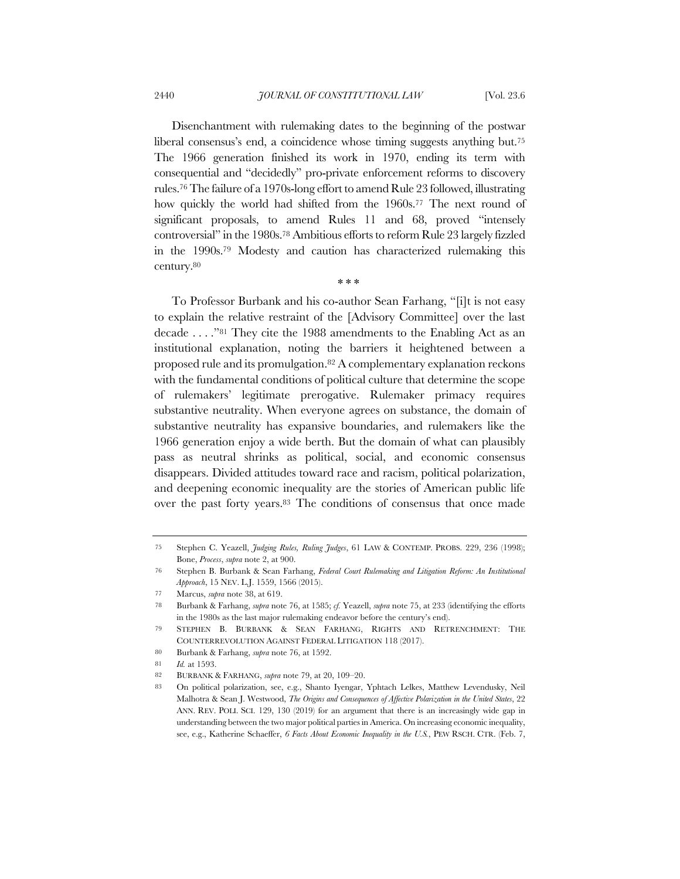Disenchantment with rulemaking dates to the beginning of the postwar liberal consensus's end, a coincidence whose timing suggests anything but.[75] The 1966 generation finished its work in 1970, ending its term with consequential and "decidedly" pro-private enforcement reforms to discovery rules.[76] The failure of a 1970s-long effort to amend Rule 23 followed, illustrating how quickly the world had shifted from the 1960s.[77] The next round of significant proposals, to amend Rules 11 and 68, proved "intensely controversial" in the 1980s.[78] Ambitious efforts to reform Rule 23 largely fizzled in the 1990s.[79] Modesty and caution has characterized rulemaking this century.[80]

\* \* \*

To Professor Burbank and his co-author Sean Farhang, "[i]t is not easy to explain the relative restraint of the [Advisory Committee] over the last decade . . . ."[81] They cite the 1988 amendments to the Enabling Act as an institutional explanation, noting the barriers it heightened between a proposed rule and its promulgation.[82] A complementary explanation reckons with the fundamental conditions of political culture that determine the scope of rulemakers' legitimate prerogative. Rulemaker primacy requires substantive neutrality. When everyone agrees on substance, the domain of substantive neutrality has expansive boundaries, and rulemakers like the 1966 generation enjoy a wide berth. But the domain of what can plausibly pass as neutral shrinks as political, social, and economic consensus disappears. Divided attitudes toward race and racism, political polarization, and deepening economic inequality are the stories of American public life over the past forty years.[83] The conditions of consensus that once made

---

75 Stephen C. Yeazell, *Judging Rules, Ruling Judges*, 61 LAW & CONTEMP. PROBS. 229, 236 (1998); Bone, *Process*, *supra* note 2, at 900.

76 Stephen B. Burbank & Sean Farhang, *Federal Court Rulemaking and Litigation Reform: An Institutional Approach*, 15 NEV. L.J. 1559, 1566 (2015).

77 Marcus, *supra* note 38, at 619.

78 Burbank & Farhang, *supra* note 76, at 1585; *cf.* Yeazell, *supra* note 75, at 233 (identifying the efforts in the 1980s as the last major rulemaking endeavor before the century's end).

79 STEPHEN B. BURBANK & SEAN FARHANG, RIGHTS AND RETRENCHMENT: THE COUNTERREVOLUTION AGAINST FEDERAL LITIGATION 118 (2017).

80 Burbank & Farhang, *supra* note 76, at 1592.

81 *Id.* at 1593.

82 BURBANK & FARHANG, *supra* note 79, at 20, 109–20.

83 On political polarization, see, e.g., Shanto Iyengar, Yphtach Lelkes, Matthew Levendusky, Neil Malhotra & Sean J. Westwood, *The Origins and Consequences of Affective Polarization in the United States*, 22 ANN. REV. POLI. SCI. 129, 130 (2019) for an argument that there is an increasingly wide gap in understanding between the two major political parties in America. On increasing economic inequality, see, e.g., Katherine Schaeffer, *6 Facts About Economic Inequality in the U.S.*, PEW RSCH. CTR. (Feb. 7,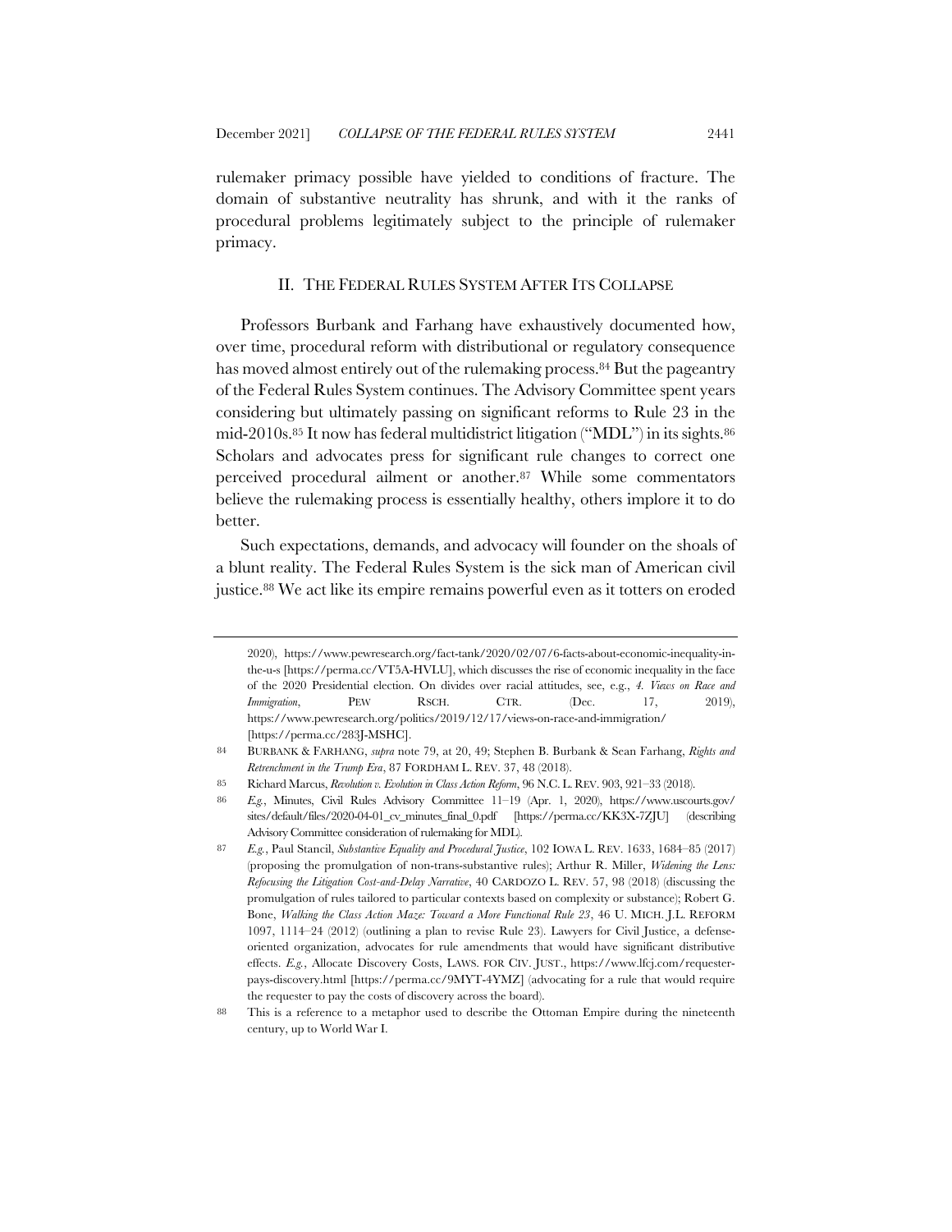rulemaker primacy possible have yielded to conditions of fracture. The domain of substantive neutrality has shrunk, and with it the ranks of procedural problems legitimately subject to the principle of rulemaker primacy.

## II. THE FEDERAL RULES SYSTEM AFTER ITS COLLAPSE

Professors Burbank and Farhang have exhaustively documented how, over time, procedural reform with distributional or regulatory consequence has moved almost entirely out of the rulemaking process.[84] But the pageantry of the Federal Rules System continues. The Advisory Committee spent years considering but ultimately passing on significant reforms to Rule 23 in the mid-2010s.[85] It now has federal multidistrict litigation ("MDL") in its sights.[86] Scholars and advocates press for significant rule changes to correct one perceived procedural ailment or another.[87] While some commentators believe the rulemaking process is essentially healthy, others implore it to do better.

Such expectations, demands, and advocacy will founder on the shoals of a blunt reality. The Federal Rules System is the sick man of American civil justice.[88] We act like its empire remains powerful even as it totters on eroded

---

2020), https://www.pewresearch.org/fact-tank/2020/02/07/6-facts-about-economic-inequality-in-the-u-s [https://perma.cc/VT5A-HVLU], which discusses the rise of economic inequality in the face of the 2020 Presidential election. On divides over racial attitudes, see, e.g., *4. Views on Race and Immigration*, PEW RSCH. CTR. (Dec. 17, 2019), https://www.pewresearch.org/politics/2019/12/17/views-on-race-and-immigration/ [https://perma.cc/283J-MSHC].

84 BURBANK & FARHANG, *supra* note 79, at 20, 49; Stephen B. Burbank & Sean Farhang, *Rights and Retrenchment in the Trump Era*, 87 FORDHAM L. REV. 37, 48 (2018).

85 Richard Marcus, *Revolution v. Evolution in Class Action Reform*, 96 N.C. L. REV. 903, 921–33 (2018).

86 *E.g.*, Minutes, Civil Rules Advisory Committee 11–19 (Apr. 1, 2020), https://www.uscourts.gov/sites/default/files/2020-04-01_cv_minutes_final_0.pdf [https://perma.cc/KK3X-7ZJU] (describing Advisory Committee consideration of rulemaking for MDL).

87 *E.g.*, Paul Stancil, *Substantive Equality and Procedural Justice*, 102 IOWA L. REV. 1633, 1684–85 (2017) (proposing the promulgation of non-trans-substantive rules); Arthur R. Miller, *Widening the Lens: Refocusing the Litigation Cost-and-Delay Narrative*, 40 CARDOZO L. REV. 57, 98 (2018) (discussing the promulgation of rules tailored to particular contexts based on complexity or substance); Robert G. Bone, *Walking the Class Action Maze: Toward a More Functional Rule 23*, 46 U. MICH. J.L. REFORM 1097, 1114–24 (2012) (outlining a plan to revise Rule 23). Lawyers for Civil Justice, a defense-oriented organization, advocates for rule amendments that would have significant distributive effects. *E.g.*, Allocate Discovery Costs, LAWS. FOR CIV. JUST., https://www.lfcj.com/requester-pays-discovery.html [https://perma.cc/9MYT-4YMZ] (advocating for a rule that would require the requester to pay the costs of discovery across the board).

88 This is a reference to a metaphor used to describe the Ottoman Empire during the nineteenth century, up to World War I.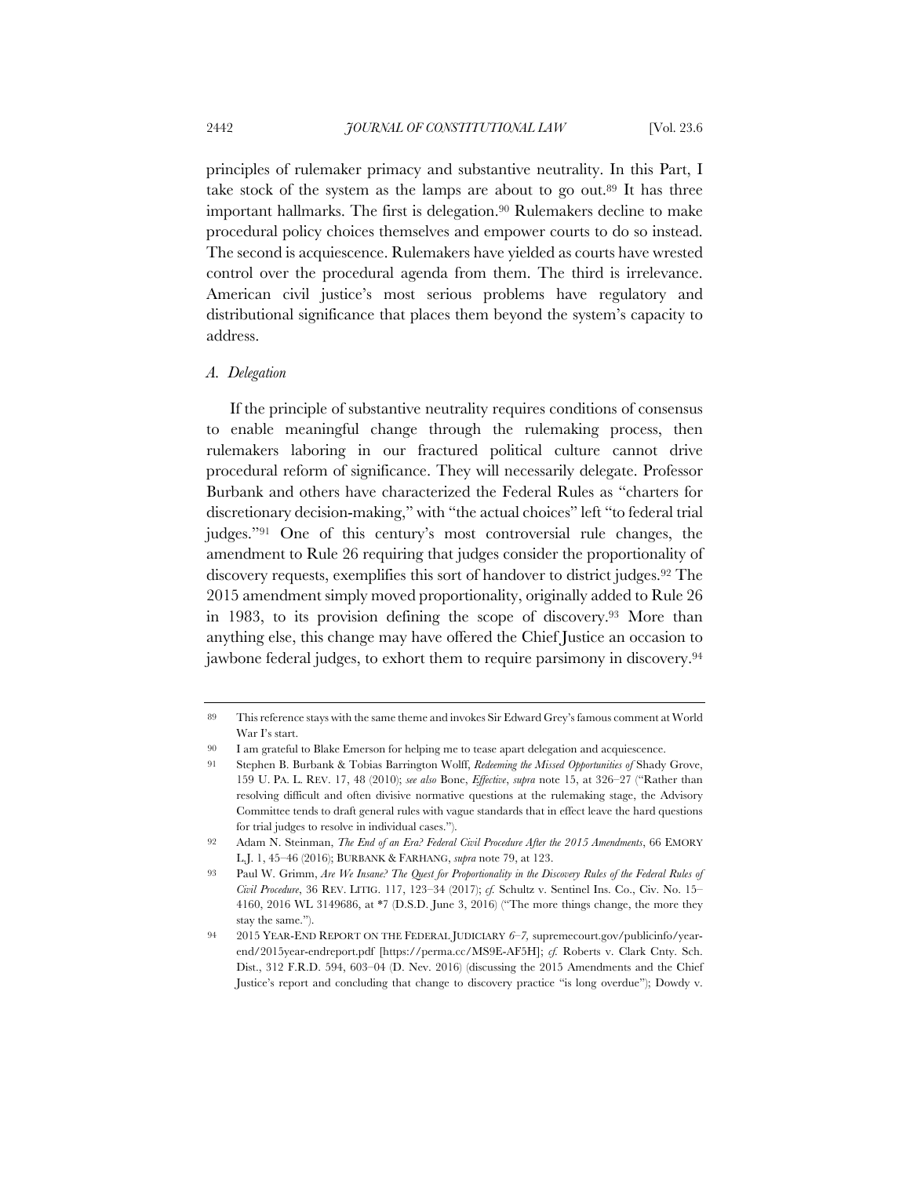principles of rulemaker primacy and substantive neutrality. In this Part, I take stock of the system as the lamps are about to go out.[89] It has three important hallmarks. The first is delegation.[90] Rulemakers decline to make procedural policy choices themselves and empower courts to do so instead. The second is acquiescence. Rulemakers have yielded as courts have wrested control over the procedural agenda from them. The third is irrelevance. American civil justice's most serious problems have regulatory and distributional significance that places them beyond the system's capacity to address.

### *A. Delegation*

If the principle of substantive neutrality requires conditions of consensus to enable meaningful change through the rulemaking process, then rulemakers laboring in our fractured political culture cannot drive procedural reform of significance. They will necessarily delegate. Professor Burbank and others have characterized the Federal Rules as "charters for discretionary decision-making," with "the actual choices" left "to federal trial judges."[91] One of this century's most controversial rule changes, the amendment to Rule 26 requiring that judges consider the proportionality of discovery requests, exemplifies this sort of handover to district judges.[92] The 2015 amendment simply moved proportionality, originally added to Rule 26 in 1983, to its provision defining the scope of discovery.[93] More than anything else, this change may have offered the Chief Justice an occasion to jawbone federal judges, to exhort them to require parsimony in discovery.[94]

---

89 This reference stays with the same theme and invokes Sir Edward Grey's famous comment at World War I's start.

90 I am grateful to Blake Emerson for helping me to tease apart delegation and acquiescence.

91 Stephen B. Burbank & Tobias Barrington Wolff, *Redeeming the Missed Opportunities of* Shady Grove, 159 U. PA. L. REV. 17, 48 (2010); *see also* Bone, *Effective*, *supra* note 15, at 326–27 ("Rather than resolving difficult and often divisive normative questions at the rulemaking stage, the Advisory Committee tends to draft general rules with vague standards that in effect leave the hard questions for trial judges to resolve in individual cases.").

92 Adam N. Steinman, *The End of an Era? Federal Civil Procedure After the 2015 Amendments*, 66 EMORY L.J. 1, 45–46 (2016); BURBANK & FARHANG, *supra* note 79, at 123.

93 Paul W. Grimm, *Are We Insane? The Quest for Proportionality in the Discovery Rules of the Federal Rules of Civil Procedure*, 36 REV. LITIG. 117, 123–34 (2017); *cf.* Schultz v. Sentinel Ins. Co., Civ. No. 15–4160, 2016 WL 3149686, at *7 (D.S.D. June 3, 2016) ("The more things change, the more they stay the same.").

94 2015 YEAR-END REPORT ON THE FEDERAL JUDICIARY 6–7, supremecourt.gov/publicinfo/year-end/2015year-endreport.pdf [https://perma.cc/MS9E-AF5H]; *cf.* Roberts v. Clark Cnty. Sch. Dist., 312 F.R.D. 594, 603–04 (D. Nev. 2016) (discussing the 2015 Amendments and the Chief Justice's report and concluding that change to discovery practice "is long overdue"); Dowdy v.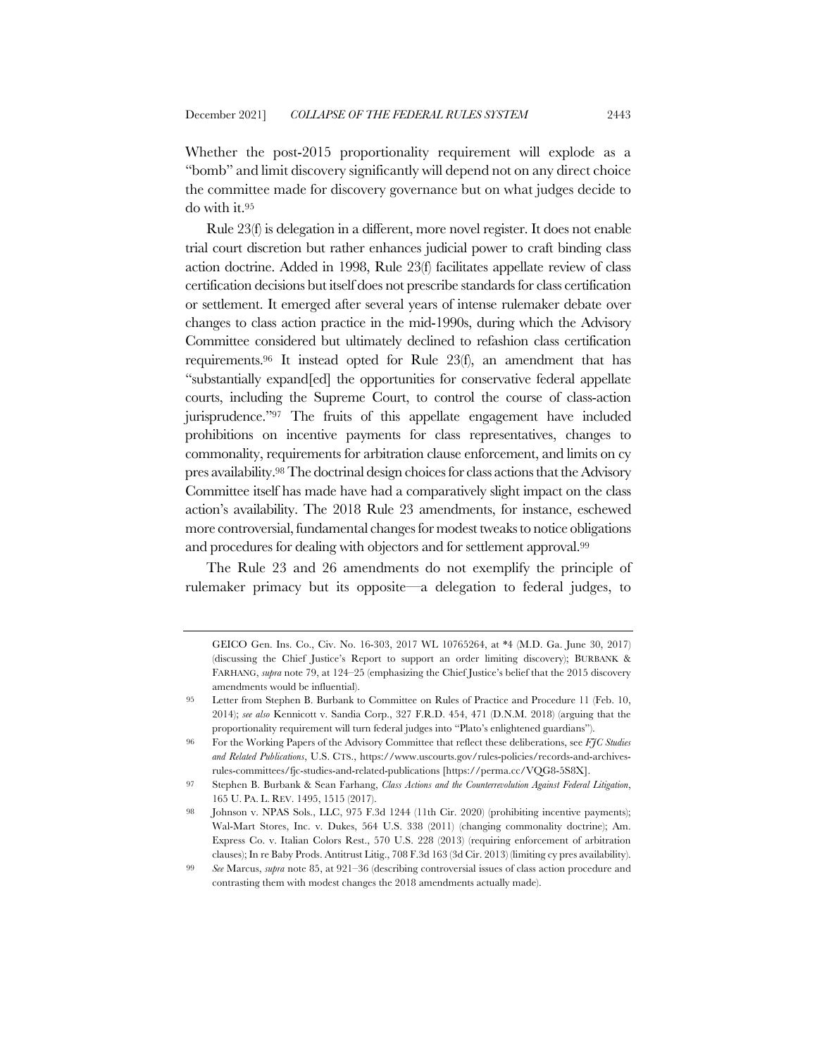Whether the post-2015 proportionality requirement will explode as a "bomb" and limit discovery significantly will depend not on any direct choice the committee made for discovery governance but on what judges decide to do with it.[95]

Rule 23(f) is delegation in a different, more novel register. It does not enable trial court discretion but rather enhances judicial power to craft binding class action doctrine. Added in 1998, Rule 23(f) facilitates appellate review of class certification decisions but itself does not prescribe standards for class certification or settlement. It emerged after several years of intense rulemaker debate over changes to class action practice in the mid-1990s, during which the Advisory Committee considered but ultimately declined to refashion class certification requirements.[96] It instead opted for Rule 23(f), an amendment that has "substantially expand[ed] the opportunities for conservative federal appellate courts, including the Supreme Court, to control the course of class-action jurisprudence."[97] The fruits of this appellate engagement have included prohibitions on incentive payments for class representatives, changes to commonality, requirements for arbitration clause enforcement, and limits on cy pres availability.[98] The doctrinal design choices for class actions that the Advisory Committee itself has made have had a comparatively slight impact on the class action's availability. The 2018 Rule 23 amendments, for instance, eschewed more controversial, fundamental changes for modest tweaks to notice obligations and procedures for dealing with objectors and for settlement approval.[99]

The Rule 23 and 26 amendments do not exemplify the principle of rulemaker primacy but its opposite—a delegation to federal judges, to

---

GEICO Gen. Ins. Co., Civ. No. 16-303, 2017 WL 10765264, at *4 (M.D. Ga. June 30, 2017) (discussing the Chief Justice's Report to support an order limiting discovery); BURBANK & FARHANG, *supra* note 79, at 124–25 (emphasizing the Chief Justice's belief that the 2015 discovery amendments would be influential).

95 Letter from Stephen B. Burbank to Committee on Rules of Practice and Procedure 11 (Feb. 10, 2014); *see also* Kennicott v. Sandia Corp., 327 F.R.D. 454, 471 (D.N.M. 2018) (arguing that the proportionality requirement will turn federal judges into "Plato's enlightened guardians").

96 For the Working Papers of the Advisory Committee that reflect these deliberations, see *FJC Studies and Related Publications*, U.S. CTS., https://www.uscourts.gov/rules-policies/records-and-archives-rules-committees/fjc-studies-and-related-publications [https://perma.cc/VQG8-5S8X].

97 Stephen B. Burbank & Sean Farhang, *Class Actions and the Counterrevolution Against Federal Litigation*, 165 U. PA. L. REV. 1495, 1515 (2017).

98 Johnson v. NPAS Sols., LLC, 975 F.3d 1244 (11th Cir. 2020) (prohibiting incentive payments); Wal-Mart Stores, Inc. v. Dukes, 564 U.S. 338 (2011) (changing commonality doctrine); Am. Express Co. v. Italian Colors Rest., 570 U.S. 228 (2013) (requiring enforcement of arbitration clauses); In re Baby Prods. Antitrust Litig., 708 F.3d 163 (3d Cir. 2013) (limiting cy pres availability).

99 *See* Marcus, *supra* note 85, at 921–36 (describing controversial issues of class action procedure and contrasting them with modest changes the 2018 amendments actually made).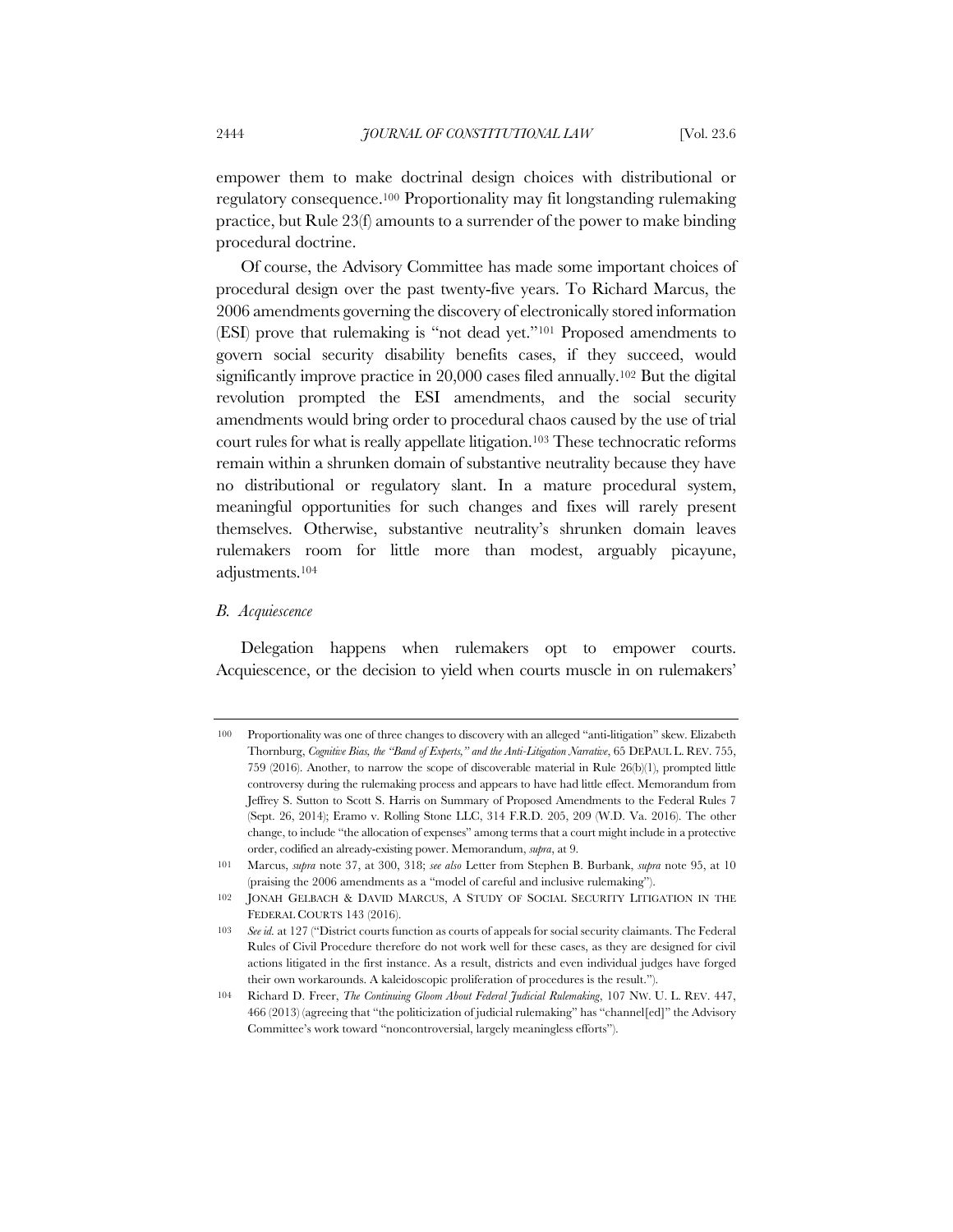empower them to make doctrinal design choices with distributional or regulatory consequence.[100] Proportionality may fit longstanding rulemaking practice, but Rule 23(f) amounts to a surrender of the power to make binding procedural doctrine.

Of course, the Advisory Committee has made some important choices of procedural design over the past twenty-five years. To Richard Marcus, the 2006 amendments governing the discovery of electronically stored information (ESI) prove that rulemaking is "not dead yet."[101] Proposed amendments to govern social security disability benefits cases, if they succeed, would significantly improve practice in 20,000 cases filed annually.[102] But the digital revolution prompted the ESI amendments, and the social security amendments would bring order to procedural chaos caused by the use of trial court rules for what is really appellate litigation.[103] These technocratic reforms remain within a shrunken domain of substantive neutrality because they have no distributional or regulatory slant. In a mature procedural system, meaningful opportunities for such changes and fixes will rarely present themselves. Otherwise, substantive neutrality's shrunken domain leaves rulemakers room for little more than modest, arguably picayune, adjustments.[104]

### *B. Acquiescence*

Delegation happens when rulemakers opt to empower courts. Acquiescence, or the decision to yield when courts muscle in on rulemakers'

---

100 Proportionality was one of three changes to discovery with an alleged "anti-litigation" skew. Elizabeth Thornburg, *Cognitive Bias, the "Band of Experts," and the Anti-Litigation Narrative*, 65 DEPAUL L. REV. 755, 759 (2016). Another, to narrow the scope of discoverable material in Rule 26(b)(1), prompted little controversy during the rulemaking process and appears to have had little effect. Memorandum from Jeffrey S. Sutton to Scott S. Harris on Summary of Proposed Amendments to the Federal Rules 7 (Sept. 26, 2014); Eramo v. Rolling Stone LLC, 314 F.R.D. 205, 209 (W.D. Va. 2016). The other change, to include "the allocation of expenses" among terms that a court might include in a protective order, codified an already-existing power. Memorandum, *supra*, at 9.

101 Marcus, *supra* note 37, at 300, 318; *see also* Letter from Stephen B. Burbank, *supra* note 95, at 10 (praising the 2006 amendments as a "model of careful and inclusive rulemaking").

102 JONAH GELBACH & DAVID MARCUS, A STUDY OF SOCIAL SECURITY LITIGATION IN THE FEDERAL COURTS 143 (2016).

103 *See id.* at 127 ("District courts function as courts of appeals for social security claimants. The Federal Rules of Civil Procedure therefore do not work well for these cases, as they are designed for civil actions litigated in the first instance. As a result, districts and even individual judges have forged their own workarounds. A kaleidoscopic proliferation of procedures is the result.").

104 Richard D. Freer, *The Continuing Gloom About Federal Judicial Rulemaking*, 107 NW. U. L. REV. 447, 466 (2013) (agreeing that "the politicization of judicial rulemaking" has "channel[ed]" the Advisory Committee's work toward "noncontroversial, largely meaningless efforts").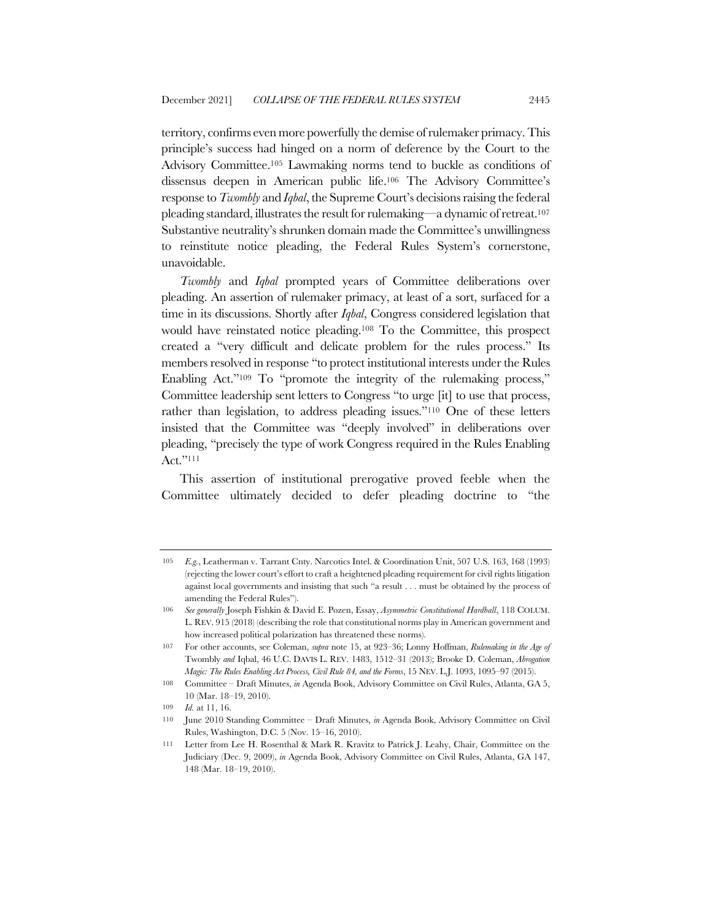territory, confirms even more powerfully the demise of rulemaker primacy. This principle's success had hinged on a norm of deference by the Court to the Advisory Committee.[105] Lawmaking norms tend to buckle as conditions of dissensus deepen in American public life.[106] The Advisory Committee's response to *Twombly* and *Iqbal*, the Supreme Court's decisions raising the federal pleading standard, illustrates the result for rulemaking—a dynamic of retreat.[107] Substantive neutrality's shrunken domain made the Committee's unwillingness to reinstitute notice pleading, the Federal Rules System's cornerstone, unavoidable.

*Twombly* and *Iqbal* prompted years of Committee deliberations over pleading. An assertion of rulemaker primacy, at least of a sort, surfaced for a time in its discussions. Shortly after *Iqbal*, Congress considered legislation that would have reinstated notice pleading.[108] To the Committee, this prospect created a "very difficult and delicate problem for the rules process." Its members resolved in response "to protect institutional interests under the Rules Enabling Act."[109] To "promote the integrity of the rulemaking process," Committee leadership sent letters to Congress "to urge [it] to use that process, rather than legislation, to address pleading issues."[110] One of these letters insisted that the Committee was "deeply involved" in deliberations over pleading, "precisely the type of work Congress required in the Rules Enabling Act."[111]

This assertion of institutional prerogative proved feeble when the Committee ultimately decided to defer pleading doctrine to "the

---

105 *E.g.*, Leatherman v. Tarrant Cnty. Narcotics Intel. & Coordination Unit, 507 U.S. 163, 168 (1993) (rejecting the lower court's effort to craft a heightened pleading requirement for civil rights litigation against local governments and insisting that such "a result . . . must be obtained by the process of amending the Federal Rules").

106 *See generally* Joseph Fishkin & David E. Pozen, Essay, *Asymmetric Constitutional Hardball*, 118 COLUM. L. REV. 915 (2018) (describing the role that constitutional norms play in American government and how increased political polarization has threatened these norms).

107 For other accounts, see Coleman, *supra* note 15, at 923–36; Lonny Hoffman, *Rulemaking in the Age of* Twombly *and* Iqbal, 46 U.C. DAVIS L. REV. 1483, 1512–31 (2013); Brooke D. Coleman, *Abrogation Magic: The Rules Enabling Act Process, Civil Rule 84, and the Forms*, 15 NEV. L.J. 1093, 1095–97 (2015).

108 Committee – Draft Minutes, *in* Agenda Book, Advisory Committee on Civil Rules, Atlanta, GA 5, 10 (Mar. 18–19, 2010).

109 *Id.* at 11, 16.

110 June 2010 Standing Committee – Draft Minutes, *in* Agenda Book, Advisory Committee on Civil Rules, Washington, D.C. 5 (Nov. 15–16, 2010).

111 Letter from Lee H. Rosenthal & Mark R. Kravitz to Patrick J. Leahy, Chair, Committee on the Judiciary (Dec. 9, 2009), *in* Agenda Book, Advisory Committee on Civil Rules, Atlanta, GA 147, 148 (Mar. 18–19, 2010).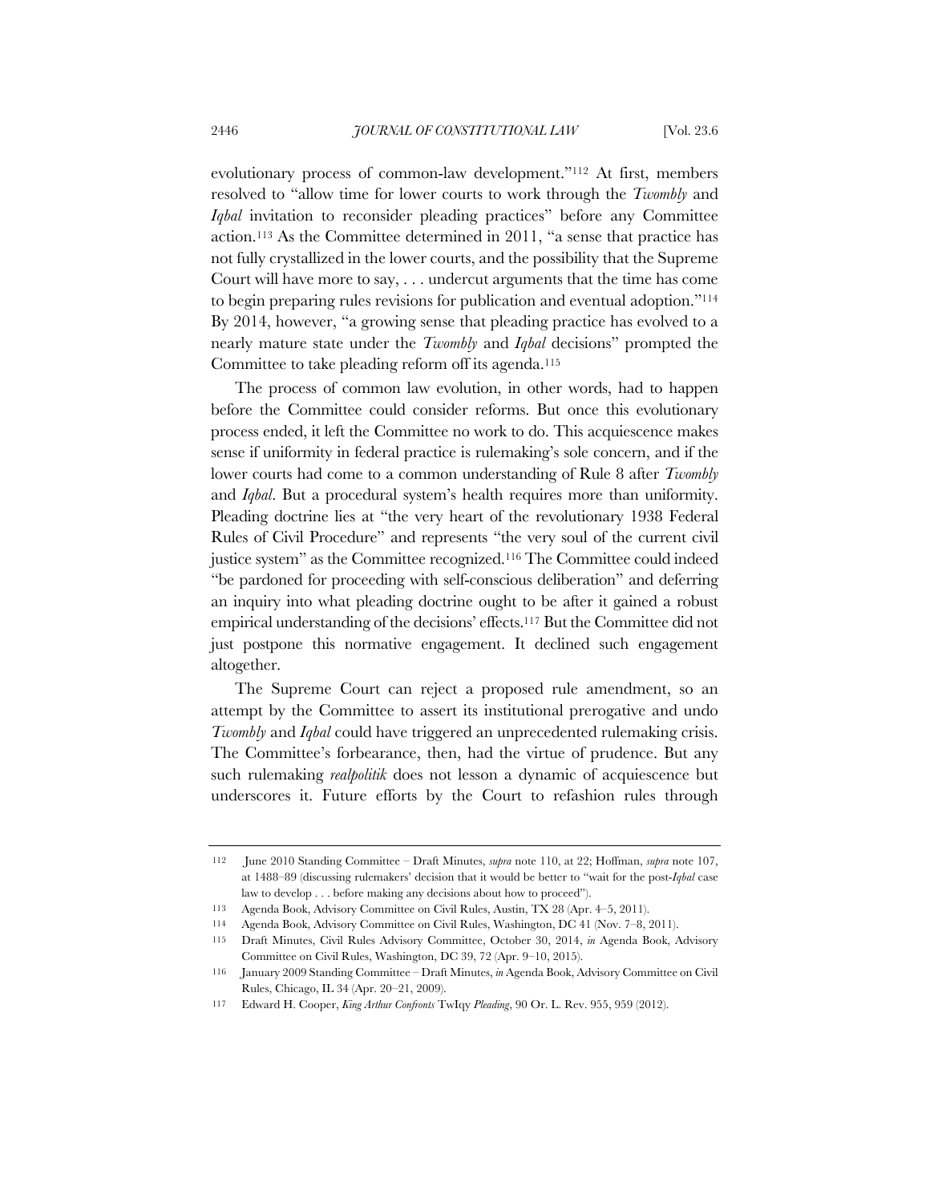evolutionary process of common-law development."[112] At first, members resolved to "allow time for lower courts to work through the *Twombly* and *Iqbal* invitation to reconsider pleading practices" before any Committee action.[113] As the Committee determined in 2011, "a sense that practice has not fully crystallized in the lower courts, and the possibility that the Supreme Court will have more to say, . . . undercut arguments that the time has come to begin preparing rules revisions for publication and eventual adoption."[114] By 2014, however, "a growing sense that pleading practice has evolved to a nearly mature state under the *Twombly* and *Iqbal* decisions" prompted the Committee to take pleading reform off its agenda.[115]

The process of common law evolution, in other words, had to happen before the Committee could consider reforms. But once this evolutionary process ended, it left the Committee no work to do. This acquiescence makes sense if uniformity in federal practice is rulemaking's sole concern, and if the lower courts had come to a common understanding of Rule 8 after *Twombly* and *Iqbal*. But a procedural system's health requires more than uniformity. Pleading doctrine lies at "the very heart of the revolutionary 1938 Federal Rules of Civil Procedure" and represents "the very soul of the current civil justice system" as the Committee recognized.[116] The Committee could indeed "be pardoned for proceeding with self-conscious deliberation" and deferring an inquiry into what pleading doctrine ought to be after it gained a robust empirical understanding of the decisions' effects.[117] But the Committee did not just postpone this normative engagement. It declined such engagement altogether.

The Supreme Court can reject a proposed rule amendment, so an attempt by the Committee to assert its institutional prerogative and undo *Twombly* and *Iqbal* could have triggered an unprecedented rulemaking crisis. The Committee's forbearance, then, had the virtue of prudence. But any such rulemaking *realpolitik* does not lesson a dynamic of acquiescence but underscores it. Future efforts by the Court to refashion rules through

---

112 June 2010 Standing Committee – Draft Minutes, *supra* note 110, at 22; Hoffman, *supra* note 107, at 1488–89 (discussing rulemakers' decision that it would be better to "wait for the post-*Iqbal* case law to develop . . . before making any decisions about how to proceed").

113 Agenda Book, Advisory Committee on Civil Rules, Austin, TX 28 (Apr. 4–5, 2011).

114 Agenda Book, Advisory Committee on Civil Rules, Washington, DC 41 (Nov. 7–8, 2011).

115 Draft Minutes, Civil Rules Advisory Committee, October 30, 2014, *in* Agenda Book, Advisory Committee on Civil Rules, Washington, DC 39, 72 (Apr. 9–10, 2015).

116 January 2009 Standing Committee – Draft Minutes, *in* Agenda Book, Advisory Committee on Civil Rules, Chicago, IL 34 (Apr. 20–21, 2009).

117 Edward H. Cooper, *King Arthur Confronts* TwIqy *Pleading*, 90 Or. L. Rev. 955, 959 (2012).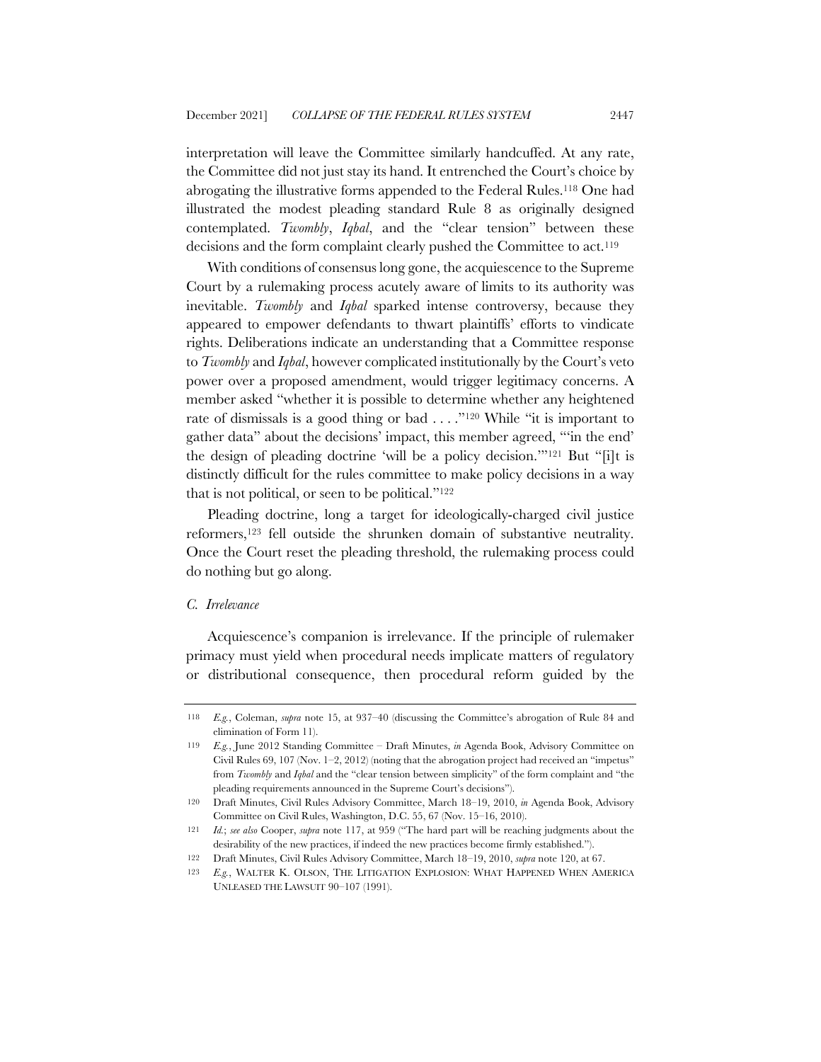interpretation will leave the Committee similarly handcuffed. At any rate, the Committee did not just stay its hand. It entrenched the Court's choice by abrogating the illustrative forms appended to the Federal Rules.[118] One had illustrated the modest pleading standard Rule 8 as originally designed contemplated. *Twombly*, *Iqbal*, and the "clear tension" between these decisions and the form complaint clearly pushed the Committee to act.[119]

With conditions of consensus long gone, the acquiescence to the Supreme Court by a rulemaking process acutely aware of limits to its authority was inevitable. *Twombly* and *Iqbal* sparked intense controversy, because they appeared to empower defendants to thwart plaintiffs' efforts to vindicate rights. Deliberations indicate an understanding that a Committee response to *Twombly* and *Iqbal*, however complicated institutionally by the Court's veto power over a proposed amendment, would trigger legitimacy concerns. A member asked "whether it is possible to determine whether any heightened rate of dismissals is a good thing or bad . . . ."[120] While "it is important to gather data" about the decisions' impact, this member agreed, "'in the end' the design of pleading doctrine 'will be a policy decision.'"[121] But "[i]t is distinctly difficult for the rules committee to make policy decisions in a way that is not political, or seen to be political."[122]

Pleading doctrine, long a target for ideologically-charged civil justice reformers,[123] fell outside the shrunken domain of substantive neutrality. Once the Court reset the pleading threshold, the rulemaking process could do nothing but go along.

### *C. Irrelevance*

Acquiescence's companion is irrelevance. If the principle of rulemaker primacy must yield when procedural needs implicate matters of regulatory or distributional consequence, then procedural reform guided by the

---

118 *E.g.*, Coleman, *supra* note 15, at 937–40 (discussing the Committee's abrogation of Rule 84 and elimination of Form 11).

119 *E.g.*, June 2012 Standing Committee – Draft Minutes, *in* Agenda Book, Advisory Committee on Civil Rules 69, 107 (Nov. 1–2, 2012) (noting that the abrogation project had received an "impetus" from *Twombly* and *Iqbal* and the "clear tension between simplicity" of the form complaint and "the pleading requirements announced in the Supreme Court's decisions").

120 Draft Minutes, Civil Rules Advisory Committee, March 18–19, 2010, *in* Agenda Book, Advisory Committee on Civil Rules, Washington, D.C. 55, 67 (Nov. 15–16, 2010).

121 *Id.*; *see also* Cooper, *supra* note 117, at 959 ("The hard part will be reaching judgments about the desirability of the new practices, if indeed the new practices become firmly established.").

122 Draft Minutes, Civil Rules Advisory Committee, March 18–19, 2010, *supra* note 120, at 67.

123 *E.g.*, WALTER K. OLSON, THE LITIGATION EXPLOSION: WHAT HAPPENED WHEN AMERICA UNLEASED THE LAWSUIT 90–107 (1991).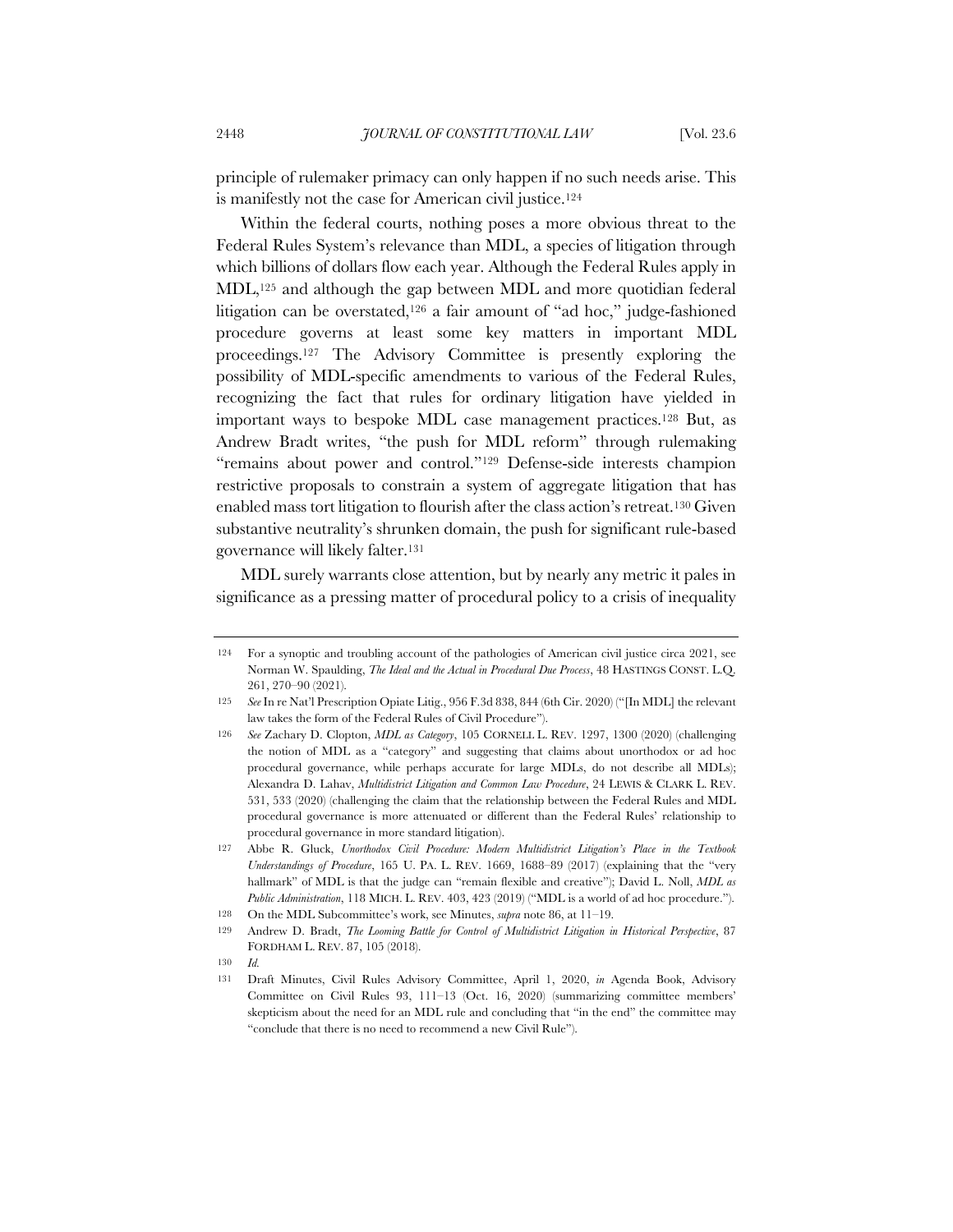principle of rulemaker primacy can only happen if no such needs arise. This is manifestly not the case for American civil justice.[124]

Within the federal courts, nothing poses a more obvious threat to the Federal Rules System's relevance than MDL, a species of litigation through which billions of dollars flow each year. Although the Federal Rules apply in MDL,[125] and although the gap between MDL and more quotidian federal litigation can be overstated,[126] a fair amount of "ad hoc," judge-fashioned procedure governs at least some key matters in important MDL proceedings.[127] The Advisory Committee is presently exploring the possibility of MDL-specific amendments to various of the Federal Rules, recognizing the fact that rules for ordinary litigation have yielded in important ways to bespoke MDL case management practices.[128] But, as Andrew Bradt writes, "the push for MDL reform" through rulemaking "remains about power and control."[129] Defense-side interests champion restrictive proposals to constrain a system of aggregate litigation that has enabled mass tort litigation to flourish after the class action's retreat.[130] Given substantive neutrality's shrunken domain, the push for significant rule-based governance will likely falter.[131]

MDL surely warrants close attention, but by nearly any metric it pales in significance as a pressing matter of procedural policy to a crisis of inequality

---

124 For a synoptic and troubling account of the pathologies of American civil justice circa 2021, see Norman W. Spaulding, *The Ideal and the Actual in Procedural Due Process*, 48 HASTINGS CONST. L.Q. 261, 270–90 (2021).

125 *See* In re Nat'l Prescription Opiate Litig., 956 F.3d 838, 844 (6th Cir. 2020) ("[In MDL] the relevant law takes the form of the Federal Rules of Civil Procedure").

126 *See* Zachary D. Clopton, *MDL as Category*, 105 CORNELL L. REV. 1297, 1300 (2020) (challenging the notion of MDL as a "category" and suggesting that claims about unorthodox or ad hoc procedural governance, while perhaps accurate for large MDLs, do not describe all MDLs); Alexandra D. Lahav, *Multidistrict Litigation and Common Law Procedure*, 24 LEWIS & CLARK L. REV. 531, 533 (2020) (challenging the claim that the relationship between the Federal Rules and MDL procedural governance is more attenuated or different than the Federal Rules' relationship to procedural governance in more standard litigation).

127 Abbe R. Gluck, *Unorthodox Civil Procedure: Modern Multidistrict Litigation's Place in the Textbook Understandings of Procedure*, 165 U. PA. L. REV. 1669, 1688–89 (2017) (explaining that the "very hallmark" of MDL is that the judge can "remain flexible and creative"); David L. Noll, *MDL as Public Administration*, 118 MICH. L. REV. 403, 423 (2019) ("MDL is a world of ad hoc procedure.").

128 On the MDL Subcommittee's work, see Minutes, *supra* note 86, at 11–19.

129 Andrew D. Bradt, *The Looming Battle for Control of Multidistrict Litigation in Historical Perspective*, 87 FORDHAM L. REV. 87, 105 (2018).

130 *Id.*

131 Draft Minutes, Civil Rules Advisory Committee, April 1, 2020, *in* Agenda Book, Advisory Committee on Civil Rules 93, 111–13 (Oct. 16, 2020) (summarizing committee members' skepticism about the need for an MDL rule and concluding that "in the end" the committee may "conclude that there is no need to recommend a new Civil Rule").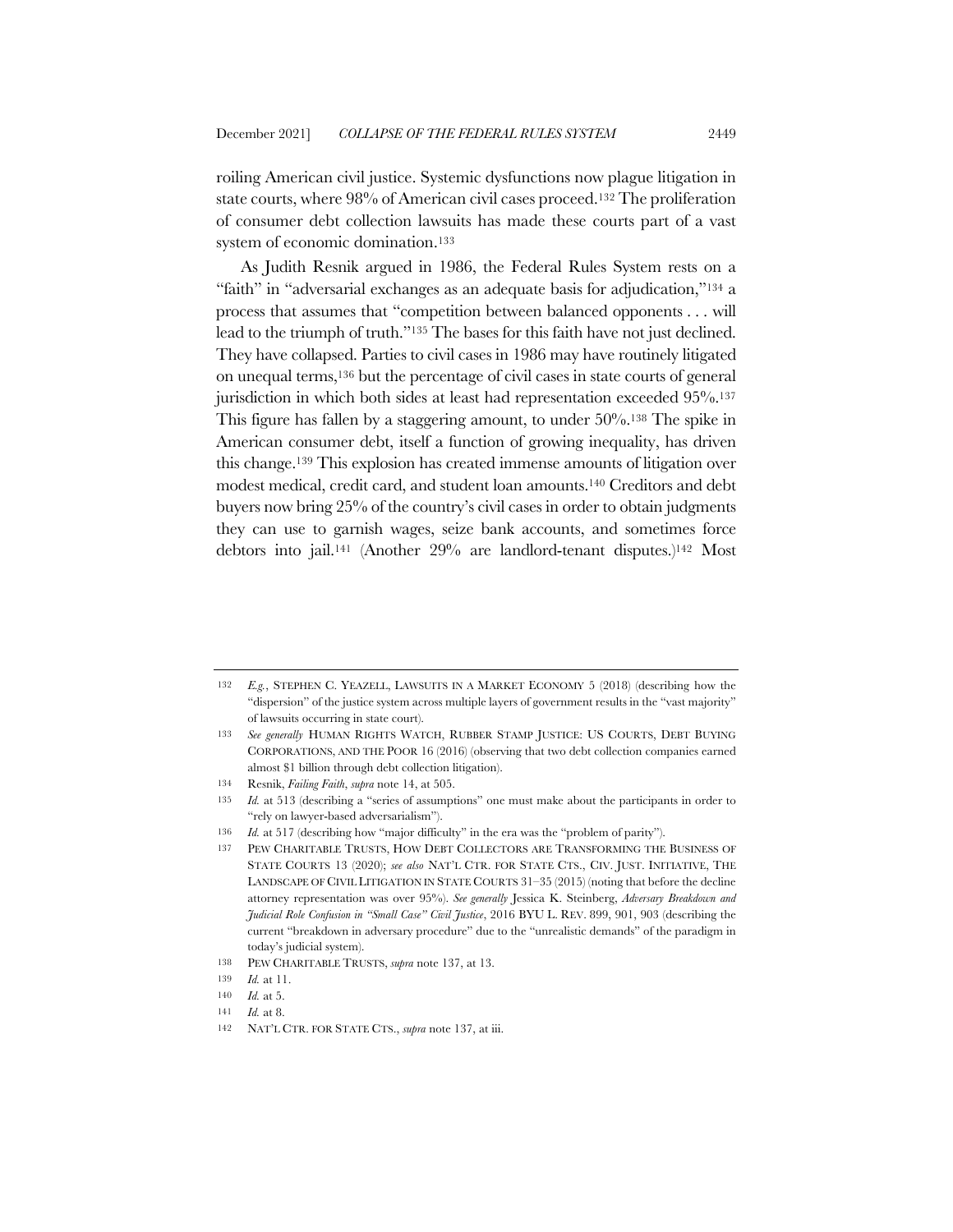roiling American civil justice. Systemic dysfunctions now plague litigation in state courts, where 98% of American civil cases proceed.[132] The proliferation of consumer debt collection lawsuits has made these courts part of a vast system of economic domination.[133]

As Judith Resnik argued in 1986, the Federal Rules System rests on a "faith" in "adversarial exchanges as an adequate basis for adjudication,"[134] a process that assumes that "competition between balanced opponents . . . will lead to the triumph of truth."[135] The bases for this faith have not just declined. They have collapsed. Parties to civil cases in 1986 may have routinely litigated on unequal terms,[136] but the percentage of civil cases in state courts of general jurisdiction in which both sides at least had representation exceeded 95%.[137] This figure has fallen by a staggering amount, to under 50%.[138] The spike in American consumer debt, itself a function of growing inequality, has driven this change.[139] This explosion has created immense amounts of litigation over modest medical, credit card, and student loan amounts.[140] Creditors and debt buyers now bring 25% of the country's civil cases in order to obtain judgments they can use to garnish wages, seize bank accounts, and sometimes force debtors into jail.[141] (Another 29% are landlord-tenant disputes.)[142] Most

---

132 *E.g.*, STEPHEN C. YEAZELL, LAWSUITS IN A MARKET ECONOMY 5 (2018) (describing how the "dispersion" of the justice system across multiple layers of government results in the "vast majority" of lawsuits occurring in state court).

133 *See generally* HUMAN RIGHTS WATCH, RUBBER STAMP JUSTICE: US COURTS, DEBT BUYING CORPORATIONS, AND THE POOR 16 (2016) (observing that two debt collection companies earned almost $1 billion through debt collection litigation).

134 Resnik, *Failing Faith*, *supra* note 14, at 505.

135 *Id.* at 513 (describing a "series of assumptions" one must make about the participants in order to "rely on lawyer-based adversarialism").

136 *Id.* at 517 (describing how "major difficulty" in the era was the "problem of parity").

137 PEW CHARITABLE TRUSTS, HOW DEBT COLLECTORS ARE TRANSFORMING THE BUSINESS OF STATE COURTS 13 (2020); *see also* NAT'L CTR. FOR STATE CTS., CIV. JUST. INITIATIVE, THE LANDSCAPE OF CIVIL LITIGATION IN STATE COURTS 31–35 (2015) (noting that before the decline attorney representation was over 95%). *See generally* Jessica K. Steinberg, *Adversary Breakdown and Judicial Role Confusion in "Small Case" Civil Justice*, 2016 BYU L. REV. 899, 901, 903 (describing the current "breakdown in adversary procedure" due to the "unrealistic demands" of the paradigm in today's judicial system).

138 PEW CHARITABLE TRUSTS, *supra* note 137, at 13.

139 *Id.* at 11.

140 *Id.* at 5.

141 *Id.* at 8.

142 NAT'L CTR. FOR STATE CTS., *supra* note 137, at iii.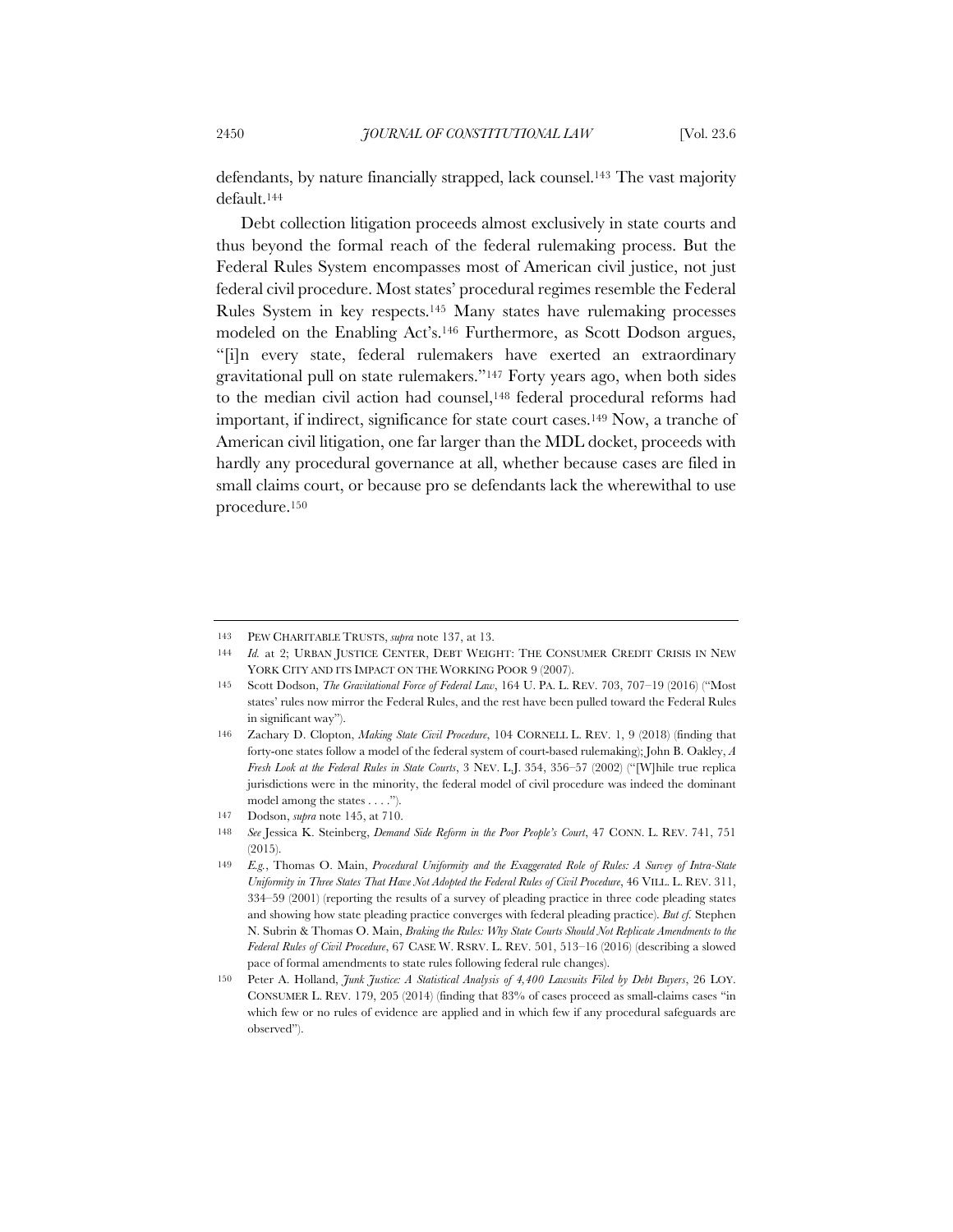defendants, by nature financially strapped, lack counsel.[143] The vast majority default.[144]

Debt collection litigation proceeds almost exclusively in state courts and thus beyond the formal reach of the federal rulemaking process. But the Federal Rules System encompasses most of American civil justice, not just federal civil procedure. Most states' procedural regimes resemble the Federal Rules System in key respects.[145] Many states have rulemaking processes modeled on the Enabling Act's.[146] Furthermore, as Scott Dodson argues, "[i]n every state, federal rulemakers have exerted an extraordinary gravitational pull on state rulemakers."[147] Forty years ago, when both sides to the median civil action had counsel,[148] federal procedural reforms had important, if indirect, significance for state court cases.[149] Now, a tranche of American civil litigation, one far larger than the MDL docket, proceeds with hardly any procedural governance at all, whether because cases are filed in small claims court, or because pro se defendants lack the wherewithal to use procedure.[150]

---

143 PEW CHARITABLE TRUSTS, *supra* note 137, at 13.

144 *Id.* at 2; URBAN JUSTICE CENTER, DEBT WEIGHT: THE CONSUMER CREDIT CRISIS IN NEW YORK CITY AND ITS IMPACT ON THE WORKING POOR 9 (2007).

145 Scott Dodson, *The Gravitational Force of Federal Law*, 164 U. PA. L. REV. 703, 707–19 (2016) ("Most states' rules now mirror the Federal Rules, and the rest have been pulled toward the Federal Rules in significant way").

146 Zachary D. Clopton, *Making State Civil Procedure*, 104 CORNELL L. REV. 1, 9 (2018) (finding that forty-one states follow a model of the federal system of court-based rulemaking); John B. Oakley, *A Fresh Look at the Federal Rules in State Courts*, 3 NEV. L.J. 354, 356–57 (2002) ("[W]hile true replica jurisdictions were in the minority, the federal model of civil procedure was indeed the dominant model among the states . . . .").

147 Dodson, *supra* note 145, at 710.

148 *See* Jessica K. Steinberg, *Demand Side Reform in the Poor People's Court*, 47 CONN. L. REV. 741, 751 (2015).

149 *E.g.*, Thomas O. Main, *Procedural Uniformity and the Exaggerated Role of Rules: A Survey of Intra-State Uniformity in Three States That Have Not Adopted the Federal Rules of Civil Procedure*, 46 VILL. L. REV. 311, 334–59 (2001) (reporting the results of a survey of pleading practice in three code pleading states and showing how state pleading practice converges with federal pleading practice). *But cf.* Stephen N. Subrin & Thomas O. Main, *Braking the Rules: Why State Courts Should Not Replicate Amendments to the Federal Rules of Civil Procedure*, 67 CASE W. RSRV. L. REV. 501, 513–16 (2016) (describing a slowed pace of formal amendments to state rules following federal rule changes).

150 Peter A. Holland, *Junk Justice: A Statistical Analysis of 4,400 Lawsuits Filed by Debt Buyers*, 26 LOY. CONSUMER L. REV. 179, 205 (2014) (finding that 83% of cases proceed as small-claims cases "in which few or no rules of evidence are applied and in which few if any procedural safeguards are observed").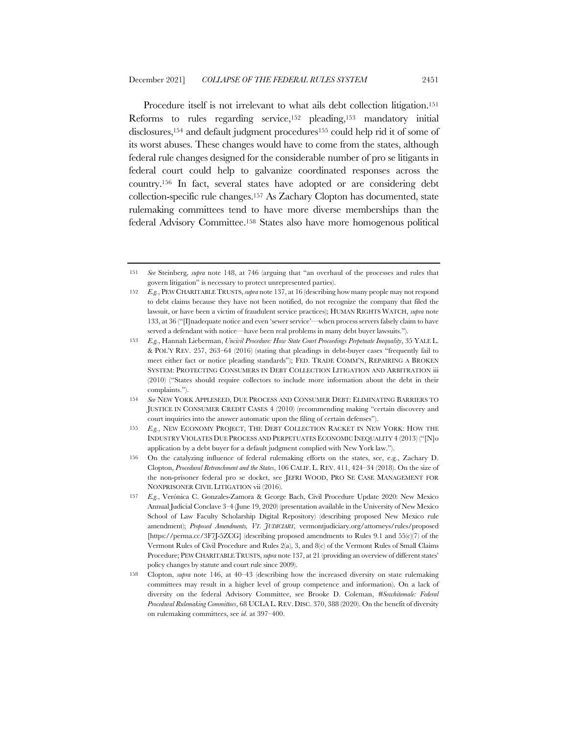Procedure itself is not irrelevant to what ails debt collection litigation.[151] Reforms to rules regarding service,[152] pleading,[153] mandatory initial disclosures,[154] and default judgment procedures[155] could help rid it of some of its worst abuses. These changes would have to come from the states, although federal rule changes designed for the considerable number of pro se litigants in federal court could help to galvanize coordinated responses across the country.[156] In fact, several states have adopted or are considering debt collection-specific rule changes.[157] As Zachary Clopton has documented, state rulemaking committees tend to have more diverse memberships than the federal Advisory Committee.[158] States also have more homogenous political

---

151 *See* Steinberg, *supra* note 148, at 746 (arguing that "an overhaul of the processes and rules that govern litigation" is necessary to protect unrepresented parties).

152 *E.g.*, PEW CHARITABLE TRUSTS, *supra* note 137, at 16 (describing how many people may not respond to debt claims because they have not been notified, do not recognize the company that filed the lawsuit, or have been a victim of fraudulent service practices); HUMAN RIGHTS WATCH, *supra* note 133, at 36 ("[I]nadequate notice and even 'sewer service'—when process servers falsely claim to have served a defendant with notice—have been real problems in many debt buyer lawsuits.").

153 *E.g.*, Hannah Lieberman, *Uncivil Procedure: How State Court Proceedings Perpetuate Inequality*, 35 YALE L. & POL'Y REV. 257, 263–64 (2016) (stating that pleadings in debt-buyer cases "frequently fail to meet either fact or notice pleading standards"); FED. TRADE COMM'N, REPAIRING A BROKEN SYSTEM: PROTECTING CONSUMERS IN DEBT COLLECTION LITIGATION AND ARBITRATION iii (2010) ("States should require collectors to include more information about the debt in their complaints.").

154 *See* NEW YORK APPLESEED, DUE PROCESS AND CONSUMER DEBT: ELIMINATING BARRIERS TO JUSTICE IN CONSUMER CREDIT CASES 4 (2010) (recommending making "certain discovery and court inquiries into the answer automatic upon the filing of certain defenses").

155 *E.g.*, NEW ECONOMY PROJECT, THE DEBT COLLECTION RACKET IN NEW YORK: HOW THE INDUSTRY VIOLATES DUE PROCESS AND PERPETUATES ECONOMIC INEQUALITY 4 (2013) ("[N]o application by a debt buyer for a default judgment complied with New York law.").

156 On the catalyzing influence of federal rulemaking efforts on the states, see, e.g., Zachary D. Clopton, *Procedural Retrenchment and the States*, 106 CALIF. L. REV. 411, 424–34 (2018). On the size of the non-prisoner federal pro se docket, see JEFRI WOOD, PRO SE CASE MANAGEMENT FOR NONPRISONER CIVIL LITIGATION vii (2016).

157 *E.g.*, Verónica C. Gonzales-Zamora & George Bach, Civil Procedure Update 2020: New Mexico Annual Judicial Conclave 3–4 (June 19, 2020) (presentation available in the University of New Mexico School of Law Faculty Scholarship Digital Repository) (describing proposed New Mexico rule amendment); *Proposed Amendments, VT. JUDICIARY,* vermontjudiciary.org/attorneys/rules/proposed [https://perma.cc/3F7J-5ZCG] (describing proposed amendments to Rules 9.1 and 55(c)(7) of the Vermont Rules of Civil Procedure and Rules 2(a), 3, and 8(c) of the Vermont Rules of Small Claims Procedure; PEW CHARITABLE TRUSTS, *supra* note 137, at 21 (providing an overview of different states' policy changes by statute and court rule since 2009).

158 Clopton, *supra* note 146, at 40–43 (describing how the increased diversity on state rulemaking committees may result in a higher level of group competence and information). On a lack of diversity on the federal Advisory Committee, see Brooke D. Coleman, *#Sowhitemale: Federal Procedural Rulemaking Committees*, 68 UCLA L. REV. DISC. 370, 388 (2020). On the benefit of diversity on rulemaking committees, see *id.* at 397–400.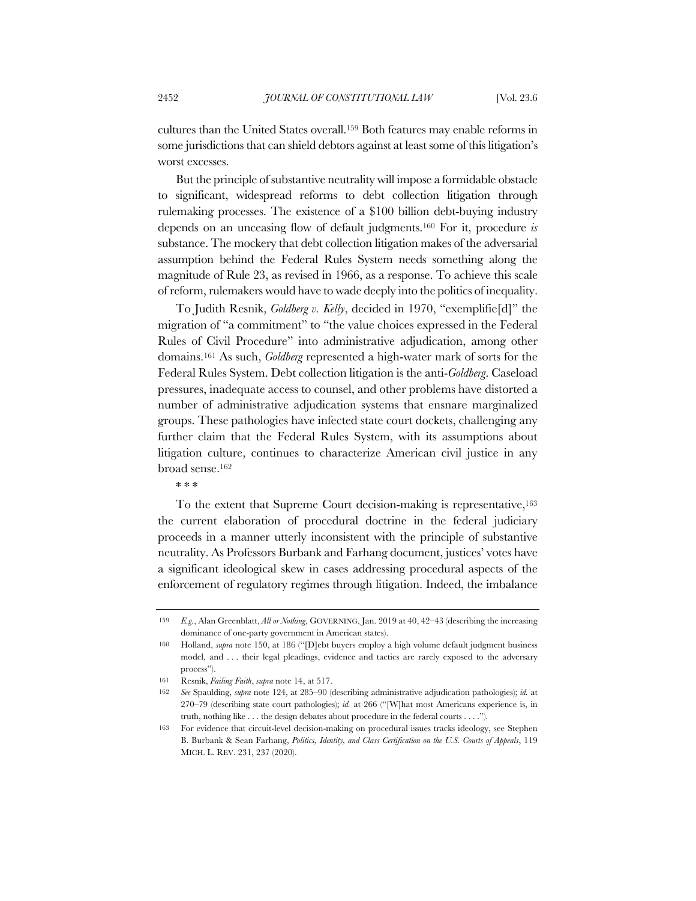cultures than the United States overall.[159] Both features may enable reforms in some jurisdictions that can shield debtors against at least some of this litigation's worst excesses.

But the principle of substantive neutrality will impose a formidable obstacle to significant, widespread reforms to debt collection litigation through rulemaking processes. The existence of a $100 billion debt-buying industry depends on an unceasing flow of default judgments.[160] For it, procedure *is* substance. The mockery that debt collection litigation makes of the adversarial assumption behind the Federal Rules System needs something along the magnitude of Rule 23, as revised in 1966, as a response. To achieve this scale of reform, rulemakers would have to wade deeply into the politics of inequality.

To Judith Resnik, *Goldberg v. Kelly*, decided in 1970, "exemplifie[d]" the migration of "a commitment" to "the value choices expressed in the Federal Rules of Civil Procedure" into administrative adjudication, among other domains.[161] As such, *Goldberg* represented a high-water mark of sorts for the Federal Rules System. Debt collection litigation is the anti-*Goldberg*. Caseload pressures, inadequate access to counsel, and other problems have distorted a number of administrative adjudication systems that ensnare marginalized groups. These pathologies have infected state court dockets, challenging any further claim that the Federal Rules System, with its assumptions about litigation culture, continues to characterize American civil justice in any broad sense.[162]

\* \* \*

To the extent that Supreme Court decision-making is representative,[163] the current elaboration of procedural doctrine in the federal judiciary proceeds in a manner utterly inconsistent with the principle of substantive neutrality. As Professors Burbank and Farhang document, justices' votes have a significant ideological skew in cases addressing procedural aspects of the enforcement of regulatory regimes through litigation. Indeed, the imbalance

---

159 *E.g.*, Alan Greenblatt, *All or Nothing*, GOVERNING, Jan. 2019 at 40, 42–43 (describing the increasing dominance of one-party government in American states).

160 Holland, *supra* note 150, at 186 ("[D]ebt buyers employ a high volume default judgment business model, and . . . their legal pleadings, evidence and tactics are rarely exposed to the adversary process").

161 Resnik, *Failing Faith*, *supra* note 14, at 517.

162 *See* Spaulding, *supra* note 124, at 285–90 (describing administrative adjudication pathologies); *id.* at 270–79 (describing state court pathologies); *id.* at 266 ("[W]hat most Americans experience is, in truth, nothing like . . . the design debates about procedure in the federal courts . . . .").

163 For evidence that circuit-level decision-making on procedural issues tracks ideology, see Stephen B. Burbank & Sean Farhang, *Politics, Identity, and Class Certification on the U.S. Courts of Appeals*, 119 MICH. L. REV. 231, 237 (2020).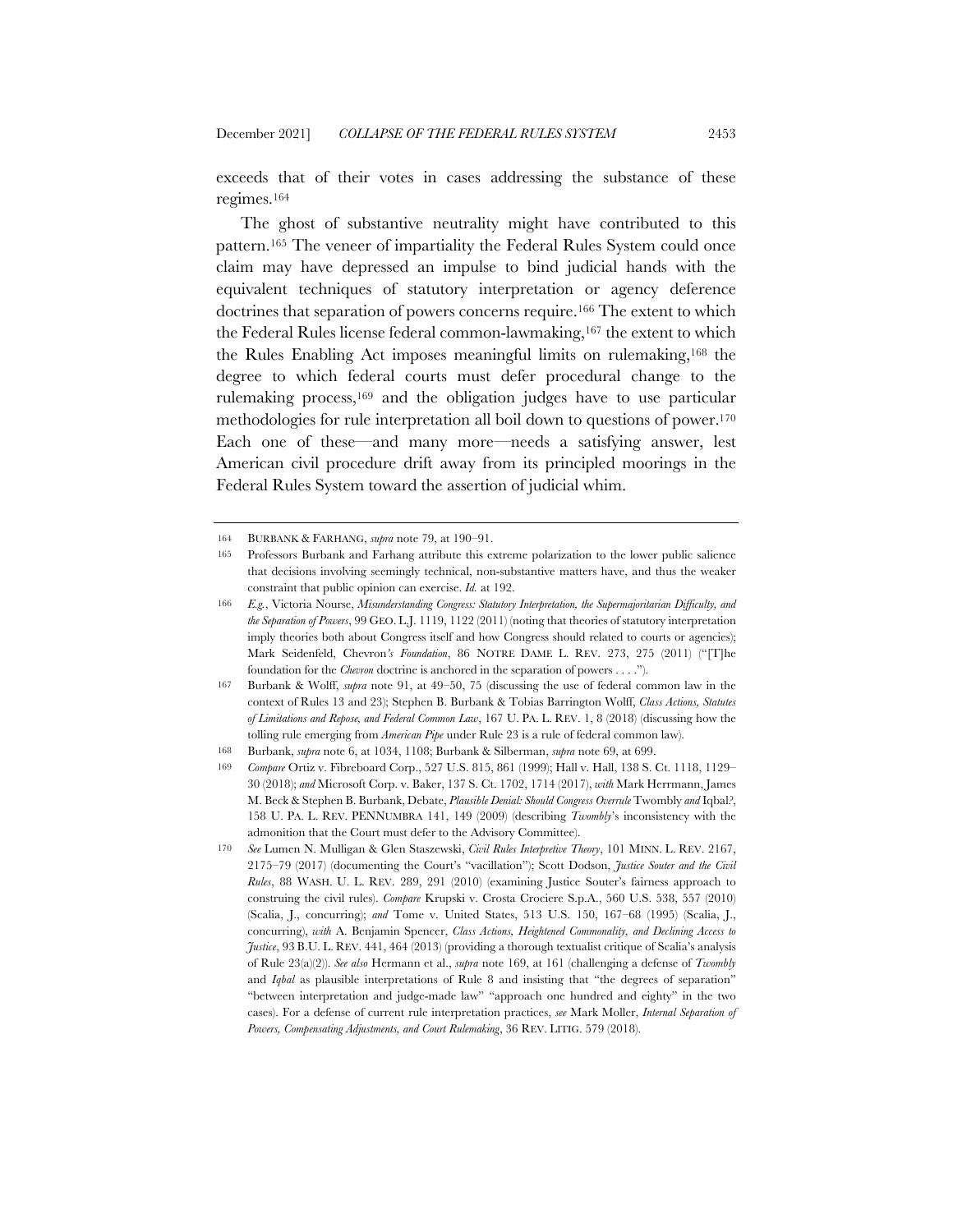exceeds that of their votes in cases addressing the substance of these regimes.[164]

The ghost of substantive neutrality might have contributed to this pattern.[165] The veneer of impartiality the Federal Rules System could once claim may have depressed an impulse to bind judicial hands with the equivalent techniques of statutory interpretation or agency deference doctrines that separation of powers concerns require.[166] The extent to which the Federal Rules license federal common-lawmaking,[167] the extent to which the Rules Enabling Act imposes meaningful limits on rulemaking,[168] the degree to which federal courts must defer procedural change to the rulemaking process,[169] and the obligation judges have to use particular methodologies for rule interpretation all boil down to questions of power.[170] Each one of these—and many more—needs a satisfying answer, lest American civil procedure drift away from its principled moorings in the Federal Rules System toward the assertion of judicial whim.

---

164 BURBANK & FARHANG, *supra* note 79, at 190–91.

165 Professors Burbank and Farhang attribute this extreme polarization to the lower public salience that decisions involving seemingly technical, non-substantive matters have, and thus the weaker constraint that public opinion can exercise. *Id.* at 192.

166 *E.g.*, Victoria Nourse, *Misunderstanding Congress: Statutory Interpretation, the Supermajoritarian Difficulty, and the Separation of Powers*, 99 GEO. L.J. 1119, 1122 (2011) (noting that theories of statutory interpretation imply theories both about Congress itself and how Congress should related to courts or agencies); Mark Seidenfeld, Chevron*'s Foundation*, 86 NOTRE DAME L. REV. 273, 275 (2011) ("[T]he foundation for the *Chevron* doctrine is anchored in the separation of powers . . . .").

167 Burbank & Wolff, *supra* note 91, at 49–50, 75 (discussing the use of federal common law in the context of Rules 13 and 23); Stephen B. Burbank & Tobias Barrington Wolff, *Class Actions, Statutes of Limitations and Repose, and Federal Common Law*, 167 U. PA. L. REV. 1, 8 (2018) (discussing how the tolling rule emerging from *American Pipe* under Rule 23 is a rule of federal common law).

168 Burbank, *supra* note 6, at 1034, 1108; Burbank & Silberman, *supra* note 69, at 699.

169 *Compare* Ortiz v. Fibreboard Corp., 527 U.S. 815, 861 (1999); Hall v. Hall, 138 S. Ct. 1118, 1129–30 (2018); *and* Microsoft Corp. v. Baker, 137 S. Ct. 1702, 1714 (2017), *with* Mark Herrmann, James M. Beck & Stephen B. Burbank, Debate, *Plausible Denial: Should Congress Overrule* Twombly *and* Iqbal*?*, 158 U. PA. L. REV. PENNUMBRA 141, 149 (2009) (describing *Twombly*'s inconsistency with the admonition that the Court must defer to the Advisory Committee).

170 *See* Lumen N. Mulligan & Glen Staszewski, *Civil Rules Interpretive Theory*, 101 MINN. L. REV. 2167, 2175–79 (2017) (documenting the Court's "vacillation"); Scott Dodson, *Justice Souter and the Civil Rules*, 88 WASH. U. L. REV. 289, 291 (2010) (examining Justice Souter's fairness approach to construing the civil rules). *Compare* Krupski v. Crosta Crociere S.p.A., 560 U.S. 538, 557 (2010) (Scalia, J., concurring); *and* Tome v. United States, 513 U.S. 150, 167–68 (1995) (Scalia, J., concurring), *with* A. Benjamin Spencer, *Class Actions, Heightened Commonality, and Declining Access to Justice*, 93 B.U. L. REV. 441, 464 (2013) (providing a thorough textualist critique of Scalia's analysis of Rule 23(a)(2)). *See also* Hermann et al., *supra* note 169, at 161 (challenging a defense of *Twombly* and *Iqbal* as plausible interpretations of Rule 8 and insisting that "the degrees of separation" "between interpretation and judge-made law" "approach one hundred and eighty" in the two cases). For a defense of current rule interpretation practices, *see* Mark Moller, *Internal Separation of Powers, Compensating Adjustments, and Court Rulemaking*, 36 REV. LITIG. 579 (2018).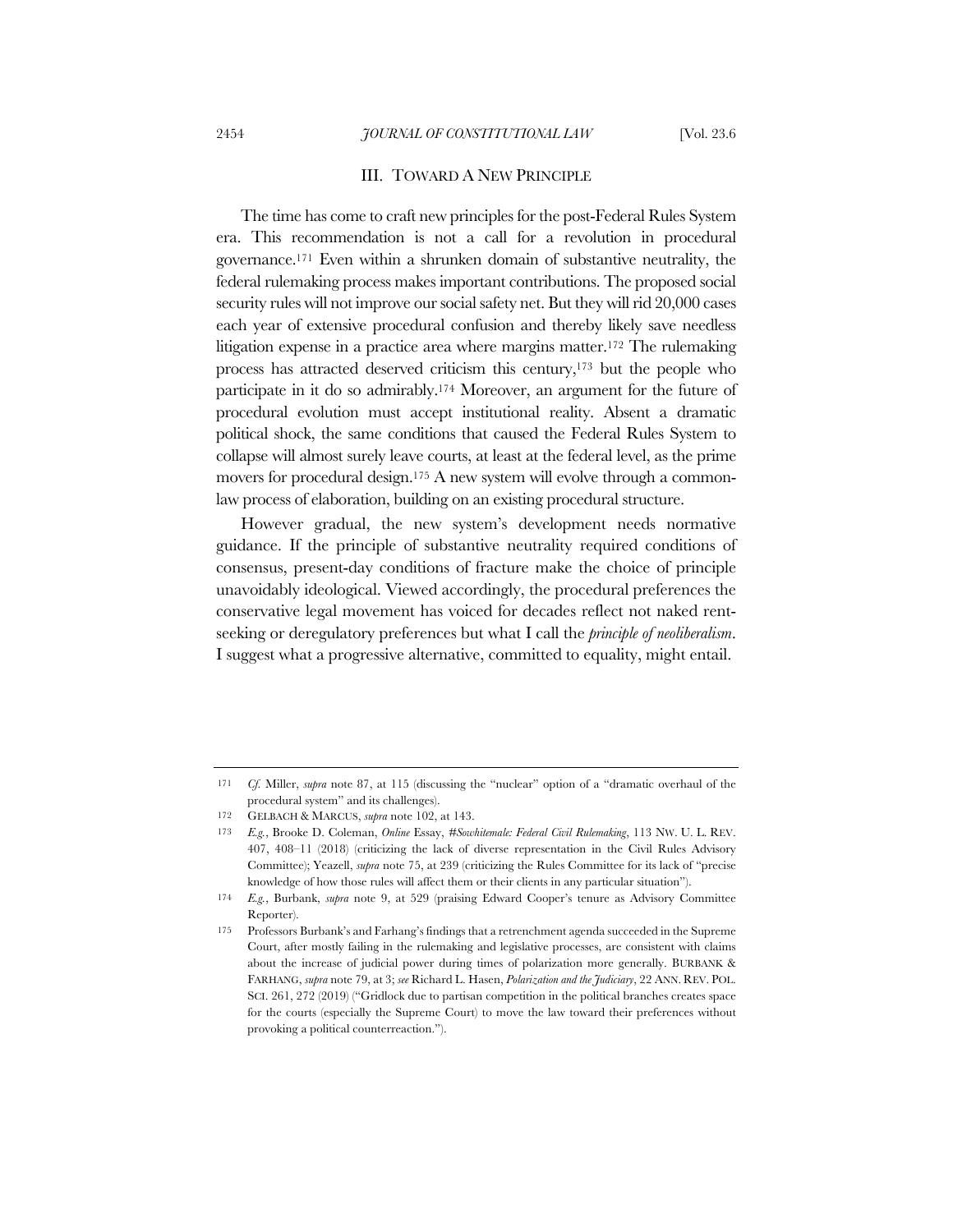## III. TOWARD A NEW PRINCIPLE

The time has come to craft new principles for the post-Federal Rules System era. This recommendation is not a call for a revolution in procedural governance.[171] Even within a shrunken domain of substantive neutrality, the federal rulemaking process makes important contributions. The proposed social security rules will not improve our social safety net. But they will rid 20,000 cases each year of extensive procedural confusion and thereby likely save needless litigation expense in a practice area where margins matter.[172] The rulemaking process has attracted deserved criticism this century,[173] but the people who participate in it do so admirably.[174] Moreover, an argument for the future of procedural evolution must accept institutional reality. Absent a dramatic political shock, the same conditions that caused the Federal Rules System to collapse will almost surely leave courts, at least at the federal level, as the prime movers for procedural design.[175] A new system will evolve through a common-law process of elaboration, building on an existing procedural structure.

However gradual, the new system's development needs normative guidance. If the principle of substantive neutrality required conditions of consensus, present-day conditions of fracture make the choice of principle unavoidably ideological. Viewed accordingly, the procedural preferences the conservative legal movement has voiced for decades reflect not naked rent-seeking or deregulatory preferences but what I call the *principle of neoliberalism*. I suggest what a progressive alternative, committed to equality, might entail.

---

171 *Cf.* Miller, *supra* note 87, at 115 (discussing the "nuclear" option of a "dramatic overhaul of the procedural system" and its challenges).

172 GELBACH & MARCUS, *supra* note 102, at 143.

173 *E.g.*, Brooke D. Coleman, *Online* Essay, *#Sowhitemale: Federal Civil Rulemaking*, 113 NW. U. L. REV. 407, 408–11 (2018) (criticizing the lack of diverse representation in the Civil Rules Advisory Committee); Yeazell, *supra* note 75, at 239 (criticizing the Rules Committee for its lack of "precise knowledge of how those rules will affect them or their clients in any particular situation").

174 *E.g.*, Burbank, *supra* note 9, at 529 (praising Edward Cooper's tenure as Advisory Committee Reporter).

175 Professors Burbank's and Farhang's findings that a retrenchment agenda succeeded in the Supreme Court, after mostly failing in the rulemaking and legislative processes, are consistent with claims about the increase of judicial power during times of polarization more generally. BURBANK & FARHANG, *supra* note 79, at 3; *see* Richard L. Hasen, *Polarization and the Judiciary*, 22 ANN. REV. POL. SCI. 261, 272 (2019) ("Gridlock due to partisan competition in the political branches creates space for the courts (especially the Supreme Court) to move the law toward their preferences without provoking a political counterreaction.").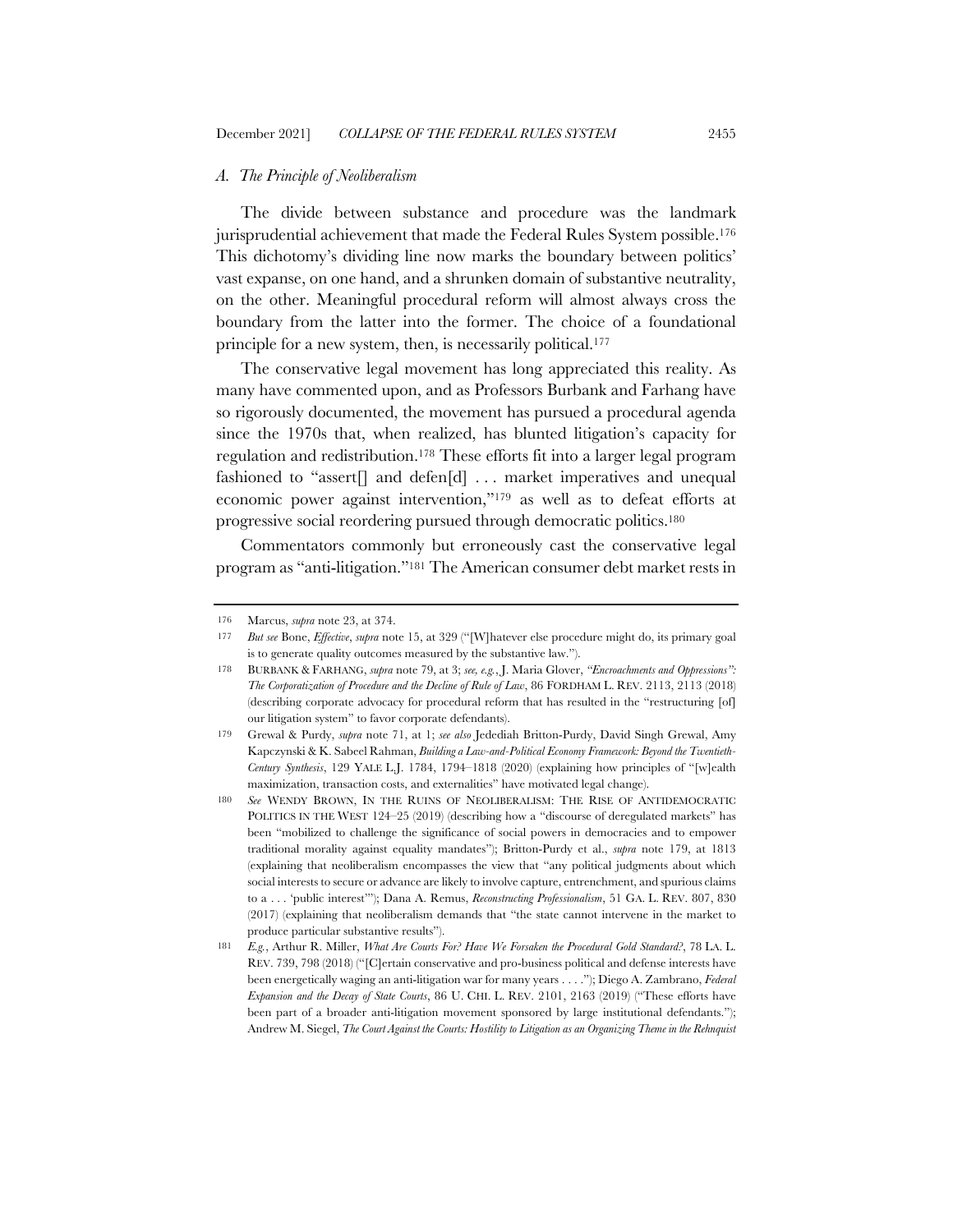### *A. The Principle of Neoliberalism*

The divide between substance and procedure was the landmark jurisprudential achievement that made the Federal Rules System possible.[176] This dichotomy's dividing line now marks the boundary between politics' vast expanse, on one hand, and a shrunken domain of substantive neutrality, on the other. Meaningful procedural reform will almost always cross the boundary from the latter into the former. The choice of a foundational principle for a new system, then, is necessarily political.[177]

The conservative legal movement has long appreciated this reality. As many have commented upon, and as Professors Burbank and Farhang have so rigorously documented, the movement has pursued a procedural agenda since the 1970s that, when realized, has blunted litigation's capacity for regulation and redistribution.[178] These efforts fit into a larger legal program fashioned to "assert[] and defen[d] . . . market imperatives and unequal economic power against intervention,"[179] as well as to defeat efforts at progressive social reordering pursued through democratic politics.[180]

Commentators commonly but erroneously cast the conservative legal program as "anti-litigation."[181] The American consumer debt market rests in

---

176 Marcus, *supra* note 23, at 374.

177 *But see* Bone, *Effective*, *supra* note 15, at 329 ("[W]hatever else procedure might do, its primary goal is to generate quality outcomes measured by the substantive law.").

178 BURBANK & FARHANG, *supra* note 79, at 3; *see, e.g.*, J. Maria Glover, *"Encroachments and Oppressions": The Corporatization of Procedure and the Decline of Rule of Law*, 86 FORDHAM L. REV. 2113, 2113 (2018) (describing corporate advocacy for procedural reform that has resulted in the "restructuring [of] our litigation system" to favor corporate defendants).

179 Grewal & Purdy, *supra* note 71, at 1; *see also* Jedediah Britton-Purdy, David Singh Grewal, Amy Kapczynski & K. Sabeel Rahman, *Building a Law-and-Political Economy Framework: Beyond the Twentieth-Century Synthesis*, 129 YALE L.J. 1784, 1794–1818 (2020) (explaining how principles of "[w]ealth maximization, transaction costs, and externalities" have motivated legal change).

180 *See* WENDY BROWN, IN THE RUINS OF NEOLIBERALISM: THE RISE OF ANTIDEMOCRATIC POLITICS IN THE WEST 124–25 (2019) (describing how a "discourse of deregulated markets" has been "mobilized to challenge the significance of social powers in democracies and to empower traditional morality against equality mandates"); Britton-Purdy et al., *supra* note 179, at 1813 (explaining that neoliberalism encompasses the view that "any political judgments about which social interests to secure or advance are likely to involve capture, entrenchment, and spurious claims to a . . . 'public interest'"); Dana A. Remus, *Reconstructing Professionalism*, 51 GA. L. REV. 807, 830 (2017) (explaining that neoliberalism demands that "the state cannot intervene in the market to produce particular substantive results").

181 *E.g.*, Arthur R. Miller, *What Are Courts For? Have We Forsaken the Procedural Gold Standard?*, 78 LA. L. REV. 739, 798 (2018) ("[C]ertain conservative and pro-business political and defense interests have been energetically waging an anti-litigation war for many years . . . ."); Diego A. Zambrano, *Federal Expansion and the Decay of State Courts*, 86 U. CHI. L. REV. 2101, 2163 (2019) ("These efforts have been part of a broader anti-litigation movement sponsored by large institutional defendants."); Andrew M. Siegel, *The Court Against the Courts: Hostility to Litigation as an Organizing Theme in the Rehnquist*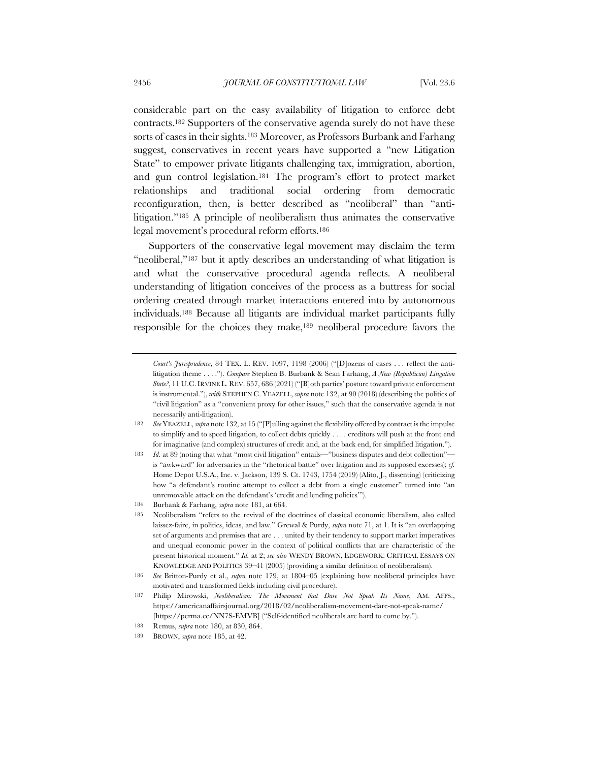considerable part on the easy availability of litigation to enforce debt contracts.[182] Supporters of the conservative agenda surely do not have these sorts of cases in their sights.[183] Moreover, as Professors Burbank and Farhang suggest, conservatives in recent years have supported a "new Litigation State" to empower private litigants challenging tax, immigration, abortion, and gun control legislation.[184] The program's effort to protect market relationships and traditional social ordering from democratic reconfiguration, then, is better described as "neoliberal" than "anti-litigation."[185] A principle of neoliberalism thus animates the conservative legal movement's procedural reform efforts.[186]

Supporters of the conservative legal movement may disclaim the term "neoliberal,"[187] but it aptly describes an understanding of what litigation is and what the conservative procedural agenda reflects. A neoliberal understanding of litigation conceives of the process as a buttress for social ordering created through market interactions entered into by autonomous individuals.[188] Because all litigants are individual market participants fully responsible for the choices they make,[189] neoliberal procedure favors the

---

*Court's Jurisprudence*, 84 TEX. L. REV. 1097, 1198 (2006) ("[D]ozens of cases . . . reflect the anti-litigation theme . . . ."). *Compare* Stephen B. Burbank & Sean Farhang, *A New (Republican) Litigation State?*, 11 U.C. IRVINE L. REV. 657, 686 (2021) ("[B]oth parties' posture toward private enforcement is instrumental."), *with* STEPHEN C. YEAZELL, *supra* note 132, at 90 (2018) (describing the politics of "civil litigation" as a "convenient proxy for other issues," such that the conservative agenda is not necessarily anti-litigation).

182 *See* YEAZELL, *supra* note 132, at 15 ("[P]ulling against the flexibility offered by contract is the impulse to simplify and to speed litigation, to collect debts quickly . . . . creditors will push at the front end for imaginative (and complex) structures of credit and, at the back end, for simplified litigation.").

183 *Id.* at 89 (noting that what "most civil litigation" entails—"business disputes and debt collection"—is "awkward" for adversaries in the "rhetorical battle" over litigation and its supposed excesses); *cf.* Home Depot U.S.A., Inc. v. Jackson, 139 S. Ct. 1743, 1754 (2019) (Alito, J., dissenting) (criticizing how "a defendant's routine attempt to collect a debt from a single customer" turned into "an unremovable attack on the defendant's 'credit and lending policies'").

184 Burbank & Farhang, *supra* note 181, at 664.

185 Neoliberalism "refers to the revival of the doctrines of classical economic liberalism, also called laissez-faire, in politics, ideas, and law." Grewal & Purdy, *supra* note 71, at 1. It is "an overlapping set of arguments and premises that are . . . united by their tendency to support market imperatives and unequal economic power in the context of political conflicts that are characteristic of the present historical moment." *Id.* at 2; *see also* WENDY BROWN, EDGEWORK: CRITICAL ESSAYS ON KNOWLEDGE AND POLITICS 39–41 (2005) (providing a similar definition of neoliberalism).

186 *See* Britton-Purdy et al., *supra* note 179, at 1804–05 (explaining how neoliberal principles have motivated and transformed fields including civil procedure).

187 Philip Mirowski, *Neoliberalism: The Movement that Dare Not Speak Its Name*, AM. AFFS., https://americanaffairsjournal.org/2018/02/neoliberalism-movement-dare-not-speak-name/ [https://perma.cc/NN7S-EMVB] ("Self-identified neoliberals are hard to come by.").

188 Remus, *supra* note 180, at 830, 864.

189 BROWN, *supra* note 185, at 42.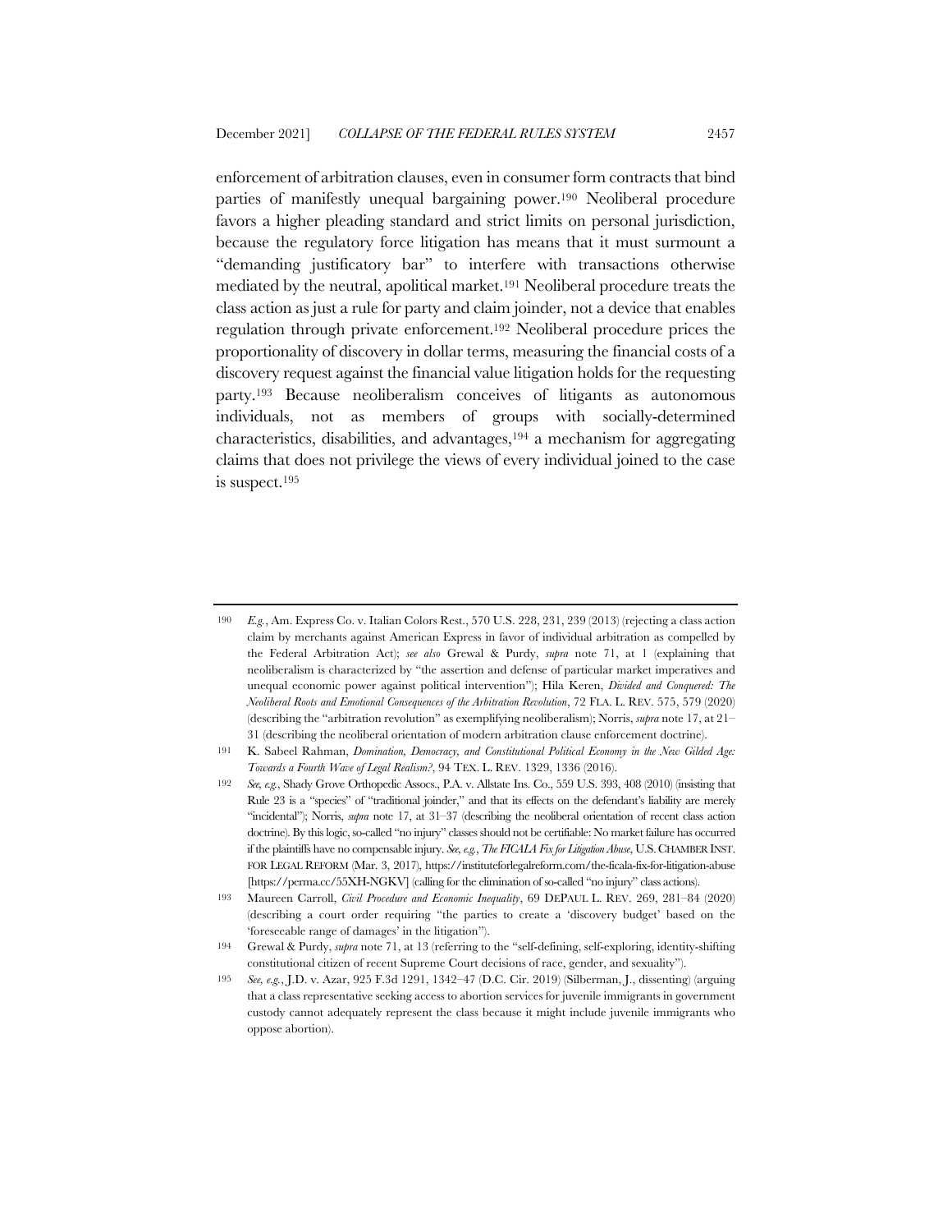enforcement of arbitration clauses, even in consumer form contracts that bind parties of manifestly unequal bargaining power.[190] Neoliberal procedure favors a higher pleading standard and strict limits on personal jurisdiction, because the regulatory force litigation has means that it must surmount a "demanding justificatory bar" to interfere with transactions otherwise mediated by the neutral, apolitical market.[191] Neoliberal procedure treats the class action as just a rule for party and claim joinder, not a device that enables regulation through private enforcement.[192] Neoliberal procedure prices the proportionality of discovery in dollar terms, measuring the financial costs of a discovery request against the financial value litigation holds for the requesting party.[193] Because neoliberalism conceives of litigants as autonomous individuals, not as members of groups with socially-determined characteristics, disabilities, and advantages,[194] a mechanism for aggregating claims that does not privilege the views of every individual joined to the case is suspect.[195]

---

190 *E.g.*, Am. Express Co. v. Italian Colors Rest., 570 U.S. 228, 231, 239 (2013) (rejecting a class action claim by merchants against American Express in favor of individual arbitration as compelled by the Federal Arbitration Act); *see also* Grewal & Purdy, *supra* note 71, at 1 (explaining that neoliberalism is characterized by "the assertion and defense of particular market imperatives and unequal economic power against political intervention"); Hila Keren, *Divided and Conquered: The Neoliberal Roots and Emotional Consequences of the Arbitration Revolution*, 72 FLA. L. REV. 575, 579 (2020) (describing the "arbitration revolution" as exemplifying neoliberalism); Norris, *supra* note 17, at 21–31 (describing the neoliberal orientation of modern arbitration clause enforcement doctrine).

191 K. Sabeel Rahman, *Domination, Democracy, and Constitutional Political Economy in the New Gilded Age: Towards a Fourth Wave of Legal Realism?*, 94 TEX. L. REV. 1329, 1336 (2016).

192 *See, e.g.*, Shady Grove Orthopedic Assocs., P.A. v. Allstate Ins. Co., 559 U.S. 393, 408 (2010) (insisting that Rule 23 is a "species" of "traditional joinder," and that its effects on the defendant's liability are merely "incidental"); Norris, *supra* note 17, at 31–37 (describing the neoliberal orientation of recent class action doctrine). By this logic, so-called "no injury" classes should not be certifiable: No market failure has occurred if the plaintiffs have no compensable injury. *See, e.g.*, *The FICALA Fix for Litigation Abuse*, U.S. CHAMBER INST. FOR LEGAL REFORM (Mar. 3, 2017), https://instituteforlegalreform.com/the-ficala-fix-for-litigation-abuse [https://perma.cc/55XH-NGKV] (calling for the elimination of so-called "no injury" class actions).

193 Maureen Carroll, *Civil Procedure and Economic Inequality*, 69 DEPAUL L. REV. 269, 281–84 (2020) (describing a court order requiring "the parties to create a 'discovery budget' based on the 'foreseeable range of damages' in the litigation").

194 Grewal & Purdy, *supra* note 71, at 13 (referring to the "self-defining, self-exploring, identity-shifting constitutional citizen of recent Supreme Court decisions of race, gender, and sexuality").

195 *See, e.g.*, J.D. v. Azar, 925 F.3d 1291, 1342–47 (D.C. Cir. 2019) (Silberman, J., dissenting) (arguing that a class representative seeking access to abortion services for juvenile immigrants in government custody cannot adequately represent the class because it might include juvenile immigrants who oppose abortion).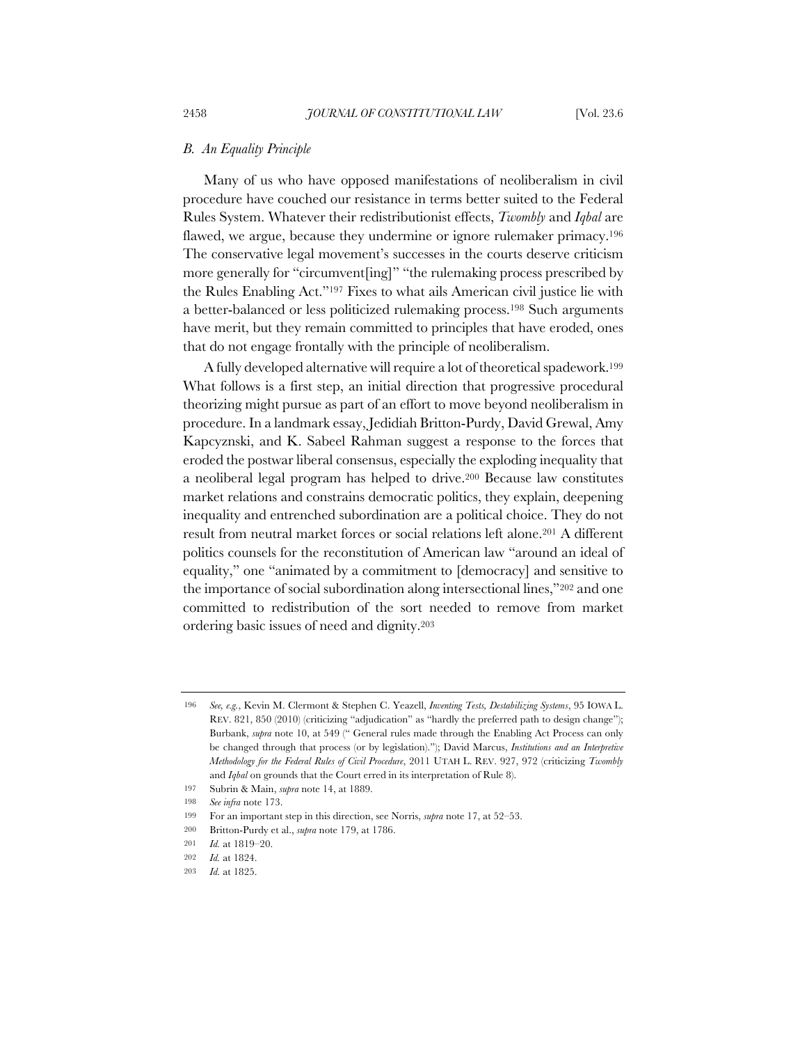### *B. An Equality Principle*

Many of us who have opposed manifestations of neoliberalism in civil procedure have couched our resistance in terms better suited to the Federal Rules System. Whatever their redistributionist effects, *Twombly* and *Iqbal* are flawed, we argue, because they undermine or ignore rulemaker primacy.[196] The conservative legal movement's successes in the courts deserve criticism more generally for "circumvent[ing]" "the rulemaking process prescribed by the Rules Enabling Act."[197] Fixes to what ails American civil justice lie with a better-balanced or less politicized rulemaking process.[198] Such arguments have merit, but they remain committed to principles that have eroded, ones that do not engage frontally with the principle of neoliberalism.

A fully developed alternative will require a lot of theoretical spadework.[199] What follows is a first step, an initial direction that progressive procedural theorizing might pursue as part of an effort to move beyond neoliberalism in procedure. In a landmark essay, Jedidiah Britton-Purdy, David Grewal, Amy Kapczynski, and K. Sabeel Rahman suggest a response to the forces that eroded the postwar liberal consensus, especially the exploding inequality that a neoliberal legal program has helped to drive.[200] Because law constitutes market relations and constrains democratic politics, they explain, deepening inequality and entrenched subordination are a political choice. They do not result from neutral market forces or social relations left alone.[201] A different politics counsels for the reconstitution of American law "around an ideal of equality," one "animated by a commitment to [democracy] and sensitive to the importance of social subordination along intersectional lines,"[202] and one committed to redistribution of the sort needed to remove from market ordering basic issues of need and dignity.[203]

---

196 *See, e.g.*, Kevin M. Clermont & Stephen C. Yeazell, *Inventing Tests, Destabilizing Systems*, 95 IOWA L. REV. 821, 850 (2010) (criticizing "adjudication" as "hardly the preferred path to design change"); Burbank, *supra* note 10, at 549 (" General rules made through the Enabling Act Process can only be changed through that process (or by legislation)."); David Marcus, *Institutions and an Interpretive Methodology for the Federal Rules of Civil Procedure*, 2011 UTAH L. REV. 927, 972 (criticizing *Twombly* and *Iqbal* on grounds that the Court erred in its interpretation of Rule 8).

197 Subrin & Main, *supra* note 14, at 1889.

198 *See infra* note 173.

199 For an important step in this direction, see Norris, *supra* note 17, at 52–53.

200 Britton-Purdy et al., *supra* note 179, at 1786.

201 *Id.* at 1819–20.

202 *Id.* at 1824.

203 *Id.* at 1825.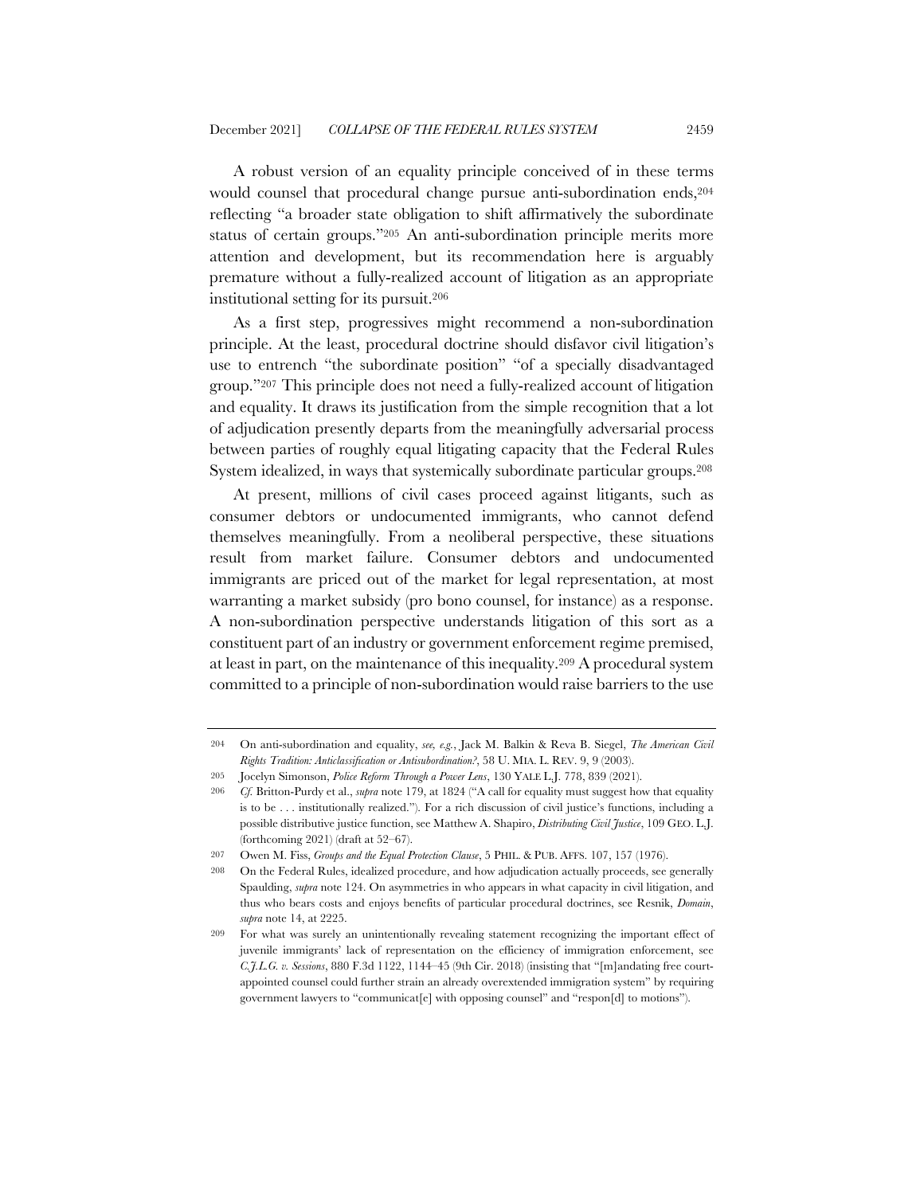A robust version of an equality principle conceived of in these terms would counsel that procedural change pursue anti-subordination ends,[204] reflecting "a broader state obligation to shift affirmatively the subordinate status of certain groups."[205] An anti-subordination principle merits more attention and development, but its recommendation here is arguably premature without a fully-realized account of litigation as an appropriate institutional setting for its pursuit.[206]

As a first step, progressives might recommend a non-subordination principle. At the least, procedural doctrine should disfavor civil litigation's use to entrench "the subordinate position" "of a specially disadvantaged group."[207] This principle does not need a fully-realized account of litigation and equality. It draws its justification from the simple recognition that a lot of adjudication presently departs from the meaningfully adversarial process between parties of roughly equal litigating capacity that the Federal Rules System idealized, in ways that systemically subordinate particular groups.[208]

At present, millions of civil cases proceed against litigants, such as consumer debtors or undocumented immigrants, who cannot defend themselves meaningfully. From a neoliberal perspective, these situations result from market failure. Consumer debtors and undocumented immigrants are priced out of the market for legal representation, at most warranting a market subsidy (pro bono counsel, for instance) as a response. A non-subordination perspective understands litigation of this sort as a constituent part of an industry or government enforcement regime premised, at least in part, on the maintenance of this inequality.[209] A procedural system committed to a principle of non-subordination would raise barriers to the use

---

204 On anti-subordination and equality, *see, e.g.*, Jack M. Balkin & Reva B. Siegel, *The American Civil Rights Tradition: Anticlassification or Antisubordination?*, 58 U. MIA. L. REV. 9, 9 (2003).

205 Jocelyn Simonson, *Police Reform Through a Power Lens*, 130 YALE L.J. 778, 839 (2021).

206 *Cf.* Britton-Purdy et al., *supra* note 179, at 1824 ("A call for equality must suggest how that equality is to be . . . institutionally realized."). For a rich discussion of civil justice's functions, including a possible distributive justice function, see Matthew A. Shapiro, *Distributing Civil Justice*, 109 GEO. L.J. (forthcoming 2021) (draft at 52–67).

207 Owen M. Fiss, *Groups and the Equal Protection Clause*, 5 PHIL. & PUB. AFFS. 107, 157 (1976).

208 On the Federal Rules, idealized procedure, and how adjudication actually proceeds, see generally Spaulding, *supra* note 124. On asymmetries in who appears in what capacity in civil litigation, and thus who bears costs and enjoys benefits of particular procedural doctrines, see Resnik, *Domain*, *supra* note 14, at 2225.

209 For what was surely an unintentionally revealing statement recognizing the important effect of juvenile immigrants' lack of representation on the efficiency of immigration enforcement, see *C.J.L.G. v. Sessions*, 880 F.3d 1122, 1144–45 (9th Cir. 2018) (insisting that "[m]andating free court-appointed counsel could further strain an already overextended immigration system" by requiring government lawyers to "communicat[e] with opposing counsel" and "respon[d] to motions").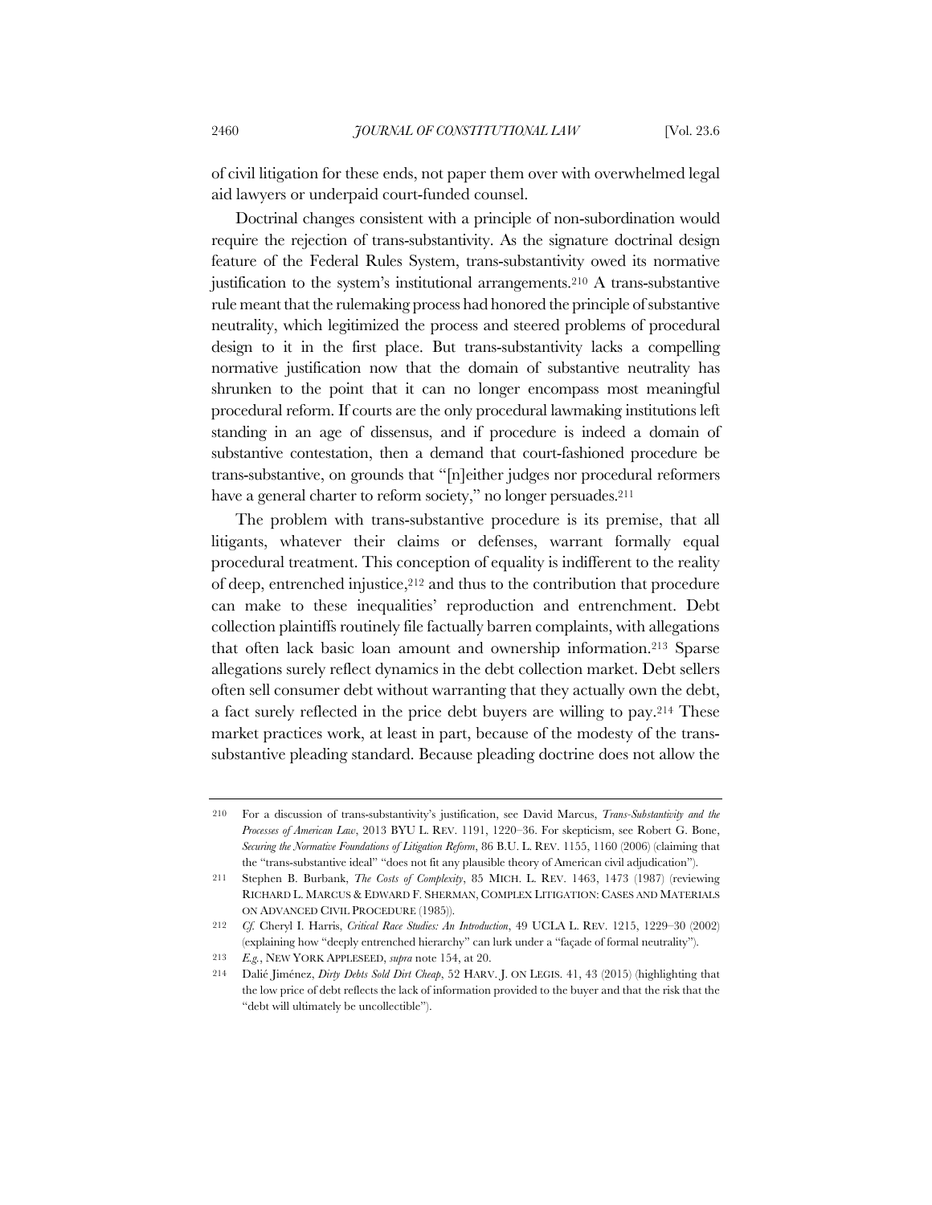of civil litigation for these ends, not paper them over with overwhelmed legal aid lawyers or underpaid court-funded counsel.

Doctrinal changes consistent with a principle of non-subordination would require the rejection of trans-substantivity. As the signature doctrinal design feature of the Federal Rules System, trans-substantivity owed its normative justification to the system's institutional arrangements.[210] A trans-substantive rule meant that the rulemaking process had honored the principle of substantive neutrality, which legitimized the process and steered problems of procedural design to it in the first place. But trans-substantivity lacks a compelling normative justification now that the domain of substantive neutrality has shrunken to the point that it can no longer encompass most meaningful procedural reform. If courts are the only procedural lawmaking institutions left standing in an age of dissensus, and if procedure is indeed a domain of substantive contestation, then a demand that court-fashioned procedure be trans-substantive, on grounds that "[n]either judges nor procedural reformers have a general charter to reform society," no longer persuades.[211]

The problem with trans-substantive procedure is its premise, that all litigants, whatever their claims or defenses, warrant formally equal procedural treatment. This conception of equality is indifferent to the reality of deep, entrenched injustice,[212] and thus to the contribution that procedure can make to these inequalities' reproduction and entrenchment. Debt collection plaintiffs routinely file factually barren complaints, with allegations that often lack basic loan amount and ownership information.[213] Sparse allegations surely reflect dynamics in the debt collection market. Debt sellers often sell consumer debt without warranting that they actually own the debt, a fact surely reflected in the price debt buyers are willing to pay.[214] These market practices work, at least in part, because of the modesty of the trans-substantive pleading standard. Because pleading doctrine does not allow the

---

210 For a discussion of trans-substantivity's justification, see David Marcus, *Trans-Substantivity and the Processes of American Law*, 2013 BYU L. REV. 1191, 1220–36. For skepticism, see Robert G. Bone, *Securing the Normative Foundations of Litigation Reform*, 86 B.U. L. REV. 1155, 1160 (2006) (claiming that the "trans-substantive ideal" "does not fit any plausible theory of American civil adjudication").

211 Stephen B. Burbank, *The Costs of Complexity*, 85 MICH. L. REV. 1463, 1473 (1987) (reviewing RICHARD L. MARCUS & EDWARD F. SHERMAN, COMPLEX LITIGATION: CASES AND MATERIALS ON ADVANCED CIVIL PROCEDURE (1985)).

212 *Cf.* Cheryl I. Harris, *Critical Race Studies: An Introduction*, 49 UCLA L. REV. 1215, 1229–30 (2002) (explaining how "deeply entrenched hierarchy" can lurk under a "façade of formal neutrality").

213 *E.g.*, NEW YORK APPLESEED, *supra* note 154, at 20.

214 Dalié Jiménez, *Dirty Debts Sold Dirt Cheap*, 52 HARV. J. ON LEGIS. 41, 43 (2015) (highlighting that the low price of debt reflects the lack of information provided to the buyer and that the risk that the "debt will ultimately be uncollectible").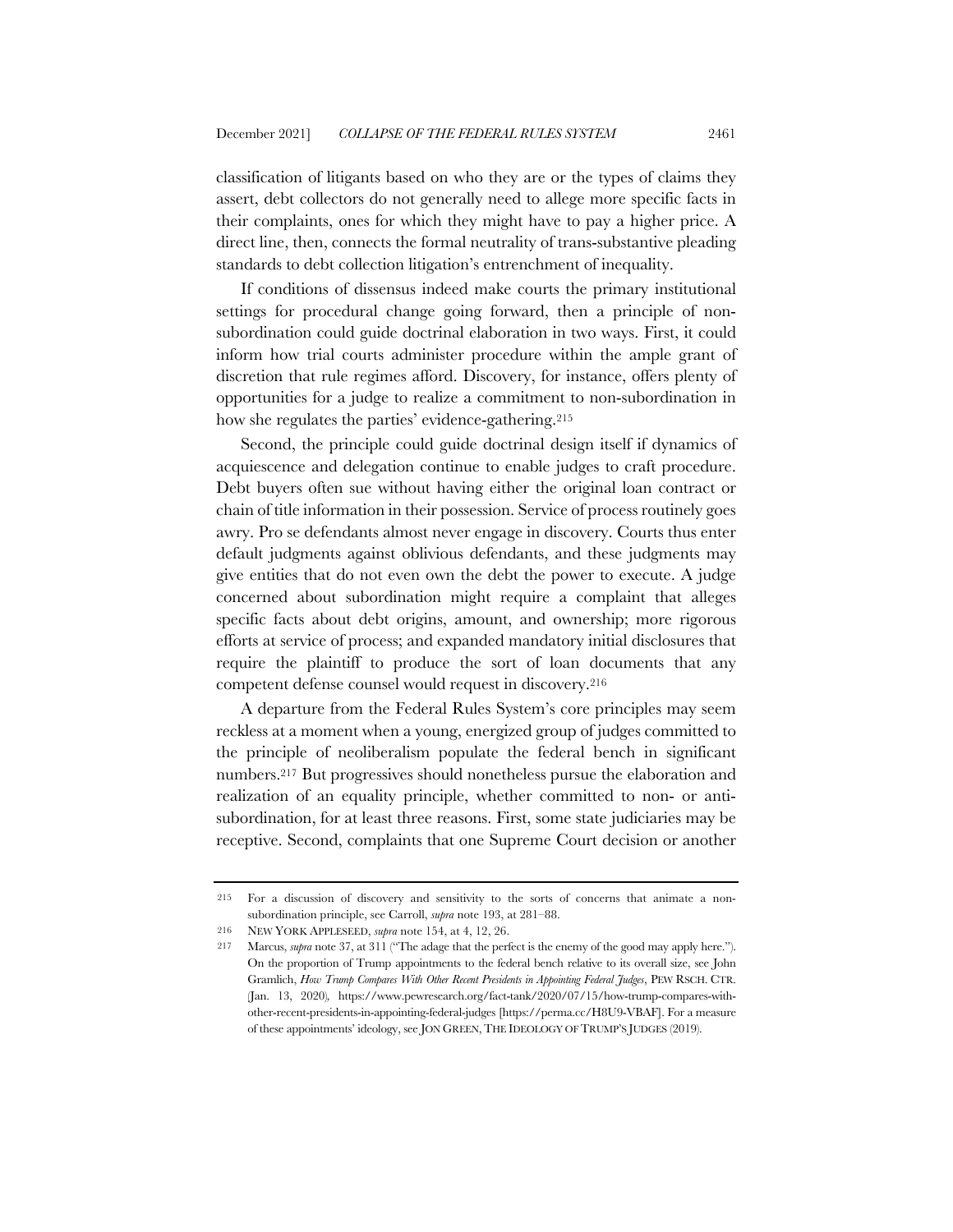classification of litigants based on who they are or the types of claims they assert, debt collectors do not generally need to allege more specific facts in their complaints, ones for which they might have to pay a higher price. A direct line, then, connects the formal neutrality of trans-substantive pleading standards to debt collection litigation's entrenchment of inequality.

If conditions of dissensus indeed make courts the primary institutional settings for procedural change going forward, then a principle of non-subordination could guide doctrinal elaboration in two ways. First, it could inform how trial courts administer procedure within the ample grant of discretion that rule regimes afford. Discovery, for instance, offers plenty of opportunities for a judge to realize a commitment to non-subordination in how she regulates the parties' evidence-gathering.[215]

Second, the principle could guide doctrinal design itself if dynamics of acquiescence and delegation continue to enable judges to craft procedure. Debt buyers often sue without having either the original loan contract or chain of title information in their possession. Service of process routinely goes awry. Pro se defendants almost never engage in discovery. Courts thus enter default judgments against oblivious defendants, and these judgments may give entities that do not even own the debt the power to execute. A judge concerned about subordination might require a complaint that alleges specific facts about debt origins, amount, and ownership; more rigorous efforts at service of process; and expanded mandatory initial disclosures that require the plaintiff to produce the sort of loan documents that any competent defense counsel would request in discovery.[216]

A departure from the Federal Rules System's core principles may seem reckless at a moment when a young, energized group of judges committed to the principle of neoliberalism populate the federal bench in significant numbers.[217] But progressives should nonetheless pursue the elaboration and realization of an equality principle, whether committed to non- or anti-subordination, for at least three reasons. First, some state judiciaries may be receptive. Second, complaints that one Supreme Court decision or another

---

[215] For a discussion of discovery and sensitivity to the sorts of concerns that animate a non-subordination principle, see Carroll, *supra* note 193, at 281–88.

[216] NEW YORK APPLESEED, *supra* note 154, at 4, 12, 26.

[217] Marcus, *supra* note 37, at 311 ("The adage that the perfect is the enemy of the good may apply here."). On the proportion of Trump appointments to the federal bench relative to its overall size, see John Gramlich, *How Trump Compares With Other Recent Presidents in Appointing Federal Judges*, PEW RSCH. CTR. (Jan. 13, 2020), https://www.pewresearch.org/fact-tank/2020/07/15/how-trump-compares-with-other-recent-presidents-in-appointing-federal-judges [https://perma.cc/H8U9-VBAF]. For a measure of these appointments' ideology, see JON GREEN, THE IDEOLOGY OF TRUMP'S JUDGES (2019).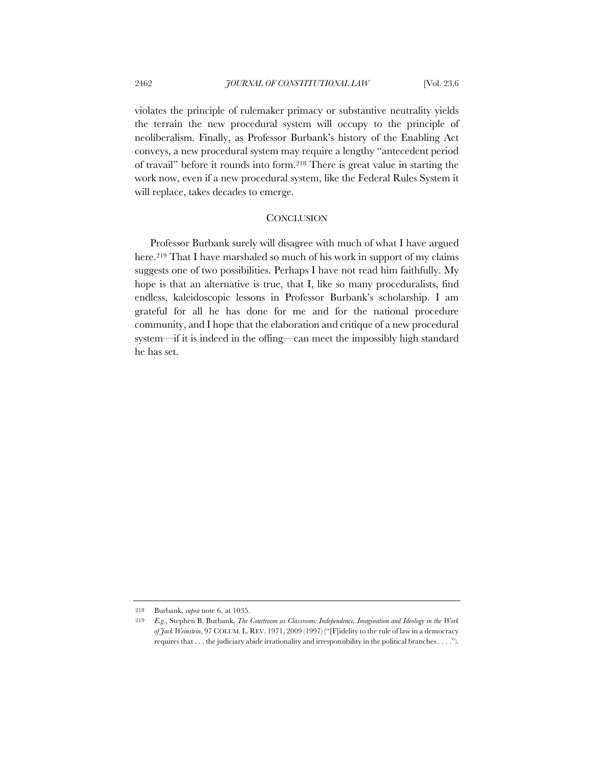violates the principle of rulemaker primacy or substantive neutrality yields the terrain the new procedural system will occupy to the principle of neoliberalism. Finally, as Professor Burbank's history of the Enabling Act conveys, a new procedural system may require a lengthy "antecedent period of travail" before it rounds into form.[218] There is great value in starting the work now, even if a new procedural system, like the Federal Rules System it will replace, takes decades to emerge.

## CONCLUSION

Professor Burbank surely will disagree with much of what I have argued here.[219] That I have marshaled so much of his work in support of my claims suggests one of two possibilities. Perhaps I have not read him faithfully. My hope is that an alternative is true, that I, like so many proceduralists, find endless, kaleidoscopic lessons in Professor Burbank's scholarship. I am grateful for all he has done for me and for the national procedure community, and I hope that the elaboration and critique of a new procedural system—if it is indeed in the offing—can meet the impossibly high standard he has set.

---

218 Burbank, *supra* note 6, at 1035.

219 *E.g.*, Stephen B. Burbank, *The Courtroom as Classroom: Independence, Imagination and Ideology in the Work of Jack Weinstein*, 97 COLUM. L. REV. 1971, 2009 (1997) ("[F]idelity to the rule of law in a democracy requires that . . . the judiciary abide irrationality and irresponsibility in the political branches . . . .").